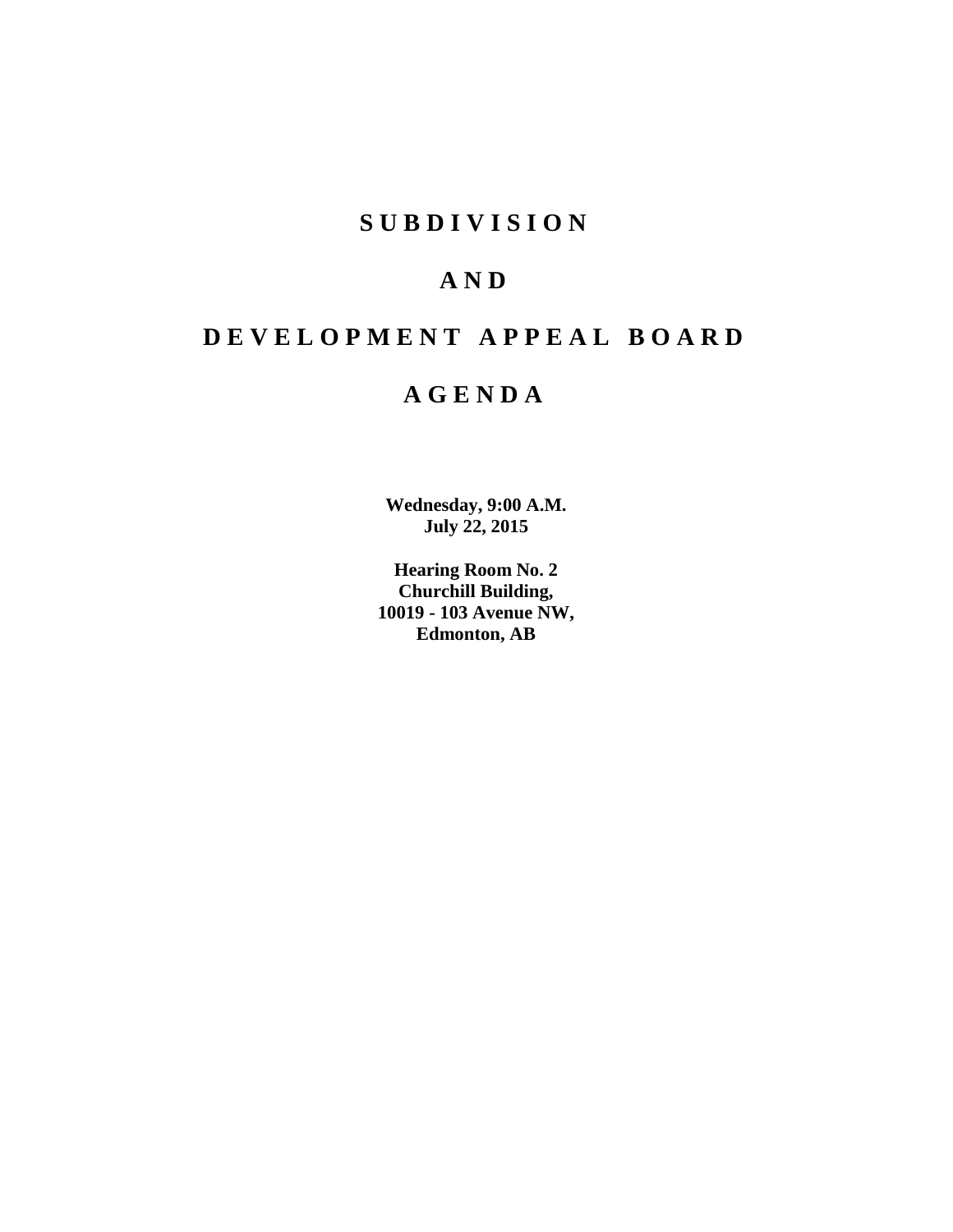# S U B D I V I S I O N

# A N D

# D E V E L O P M E N T   A P P E A L   B O A R D

# A G E N D A

**Wednesday, 9:00 A.M.**
**July 22, 2015**

**Hearing Room No. 2**
**Churchill Building,**
**10019 - 103 Avenue NW,**
**Edmonton, AB**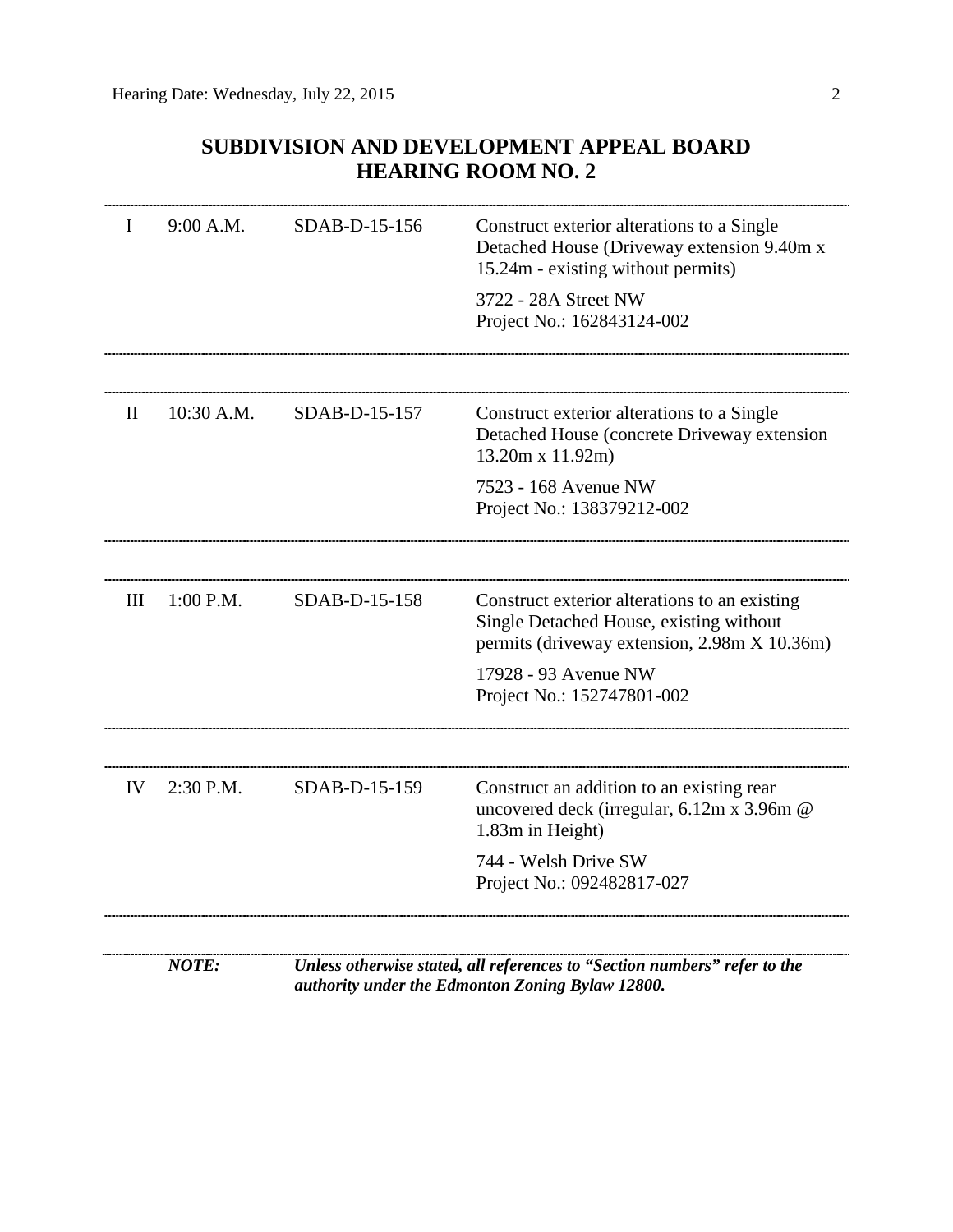# SUBDIVISION AND DEVELOPMENT APPEAL BOARD
# HEARING ROOM NO. 2

| | | | |
|---|---|---|---|
| I | 9:00 A.M. | SDAB-D-15-156 | Construct exterior alterations to a Single Detached House (Driveway extension 9.40m x 15.24m - existing without permits)<br><br>3722 - 28A Street NW<br>Project No.: 162843124-002 |
| II | 10:30 A.M. | SDAB-D-15-157 | Construct exterior alterations to a Single Detached House (concrete Driveway extension 13.20m x 11.92m)<br><br>7523 - 168 Avenue NW<br>Project No.: 138379212-002 |
| III | 1:00 P.M. | SDAB-D-15-158 | Construct exterior alterations to an existing Single Detached House, existing without permits (driveway extension, 2.98m X 10.36m)<br><br>17928 - 93 Avenue NW<br>Project No.: 152747801-002 |
| IV | 2:30 P.M. | SDAB-D-15-159 | Construct an addition to an existing rear uncovered deck (irregular, 6.12m x 3.96m @ 1.83m in Height)<br><br>744 - Welsh Drive SW<br>Project No.: 092482817-027 |

***NOTE:*** ***Unless otherwise stated, all references to "Section numbers" refer to the authority under the Edmonton Zoning Bylaw 12800.***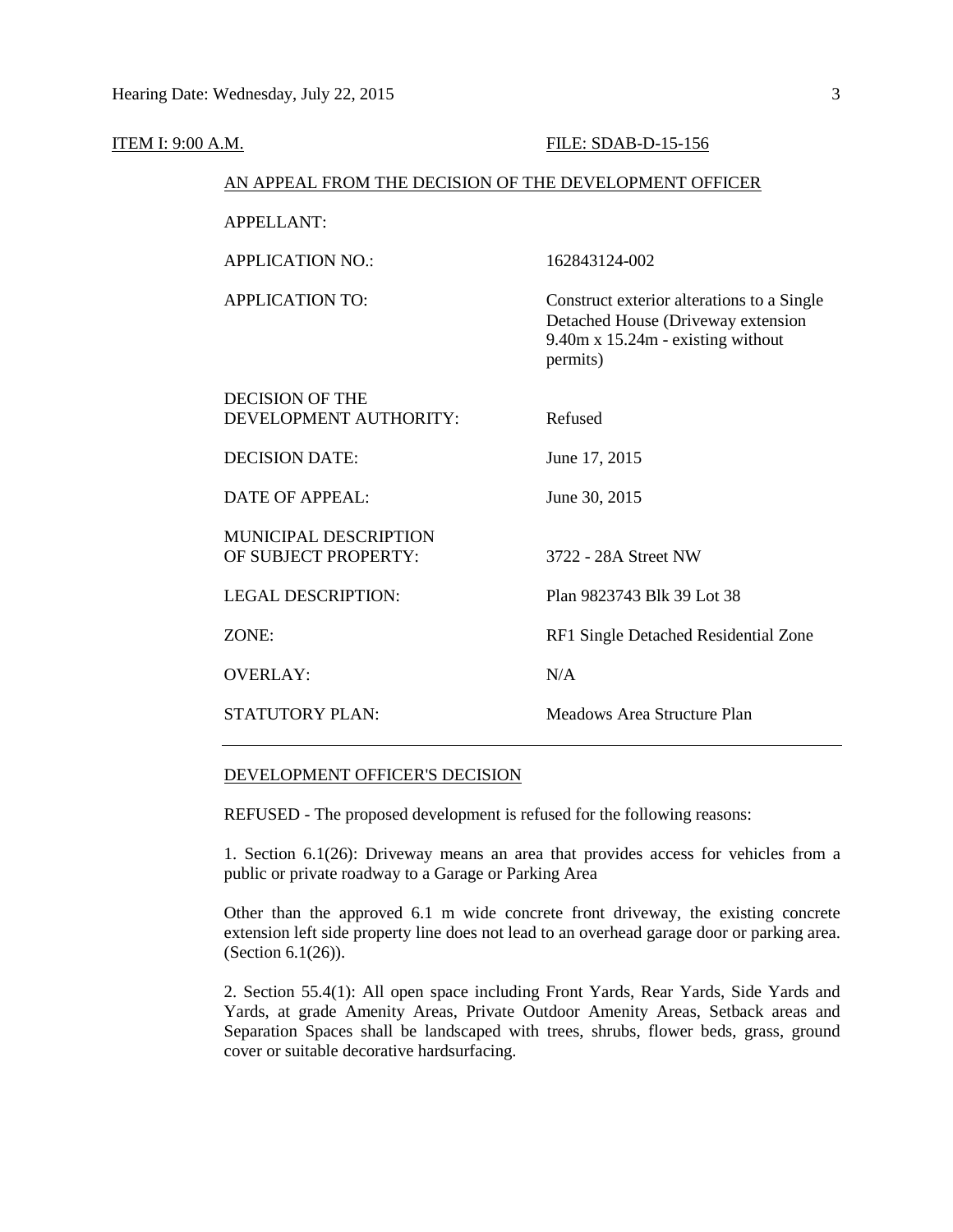ITEM I: 9:00 A.M. FILE: SDAB-D-15-156

AN APPEAL FROM THE DECISION OF THE DEVELOPMENT OFFICER

| | |
|---|---|
| APPELLANT: | |
| APPLICATION NO.: | 162843124-002 |
| APPLICATION TO: | Construct exterior alterations to a Single Detached House (Driveway extension 9.40m x 15.24m - existing without permits) |
| DECISION OF THE DEVELOPMENT AUTHORITY: | Refused |
| DECISION DATE: | June 17, 2015 |
| DATE OF APPEAL: | June 30, 2015 |
| MUNICIPAL DESCRIPTION OF SUBJECT PROPERTY: | 3722 - 28A Street NW |
| LEGAL DESCRIPTION: | Plan 9823743 Blk 39 Lot 38 |
| ZONE: | RF1 Single Detached Residential Zone |
| OVERLAY: | N/A |
| STATUTORY PLAN: | Meadows Area Structure Plan |

DEVELOPMENT OFFICER'S DECISION

REFUSED - The proposed development is refused for the following reasons:

1. Section 6.1(26): Driveway means an area that provides access for vehicles from a public or private roadway to a Garage or Parking Area

Other than the approved 6.1 m wide concrete front driveway, the existing concrete extension left side property line does not lead to an overhead garage door or parking area. (Section 6.1(26)).

2. Section 55.4(1): All open space including Front Yards, Rear Yards, Side Yards and Yards, at grade Amenity Areas, Private Outdoor Amenity Areas, Setback areas and Separation Spaces shall be landscaped with trees, shrubs, flower beds, grass, ground cover or suitable decorative hardsurfacing.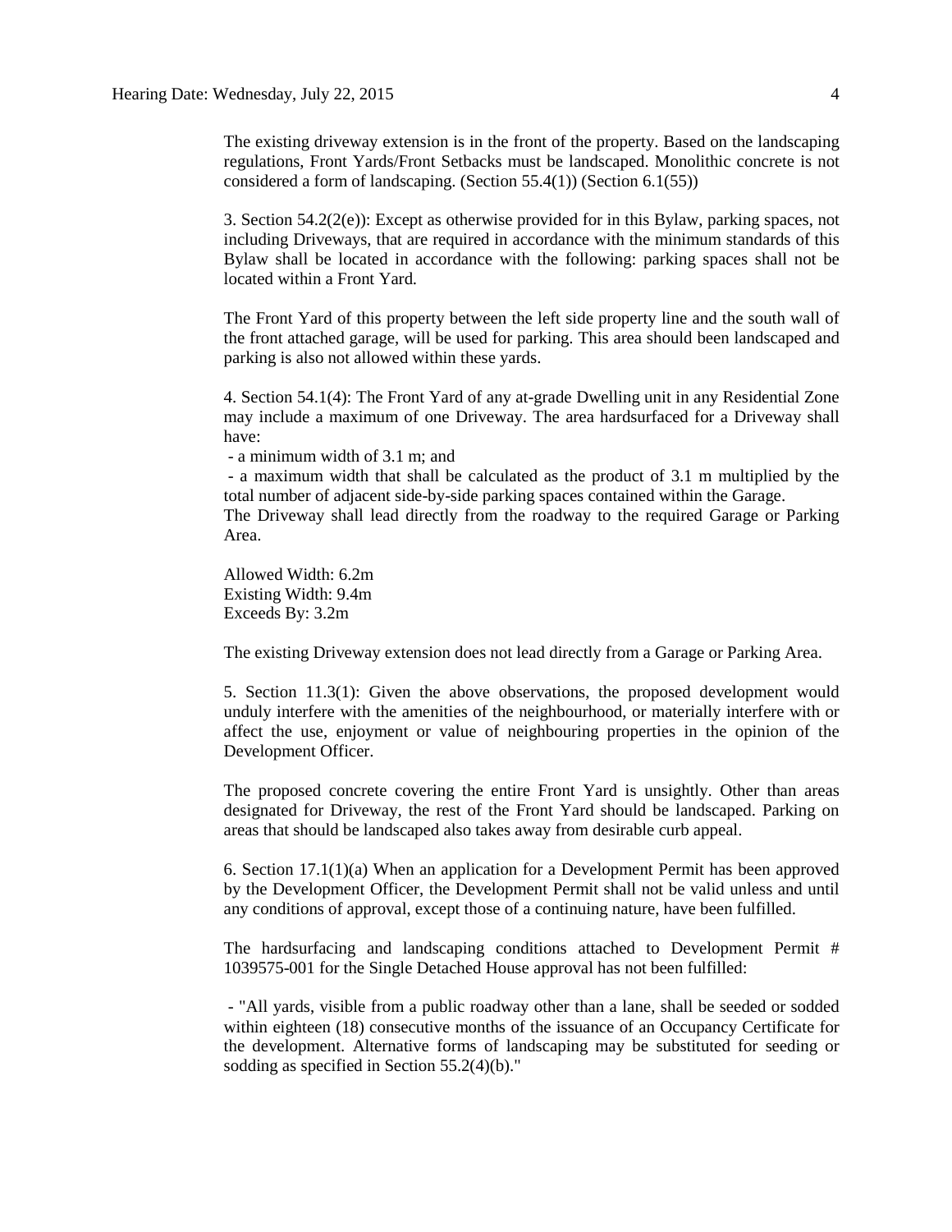The existing driveway extension is in the front of the property. Based on the landscaping regulations, Front Yards/Front Setbacks must be landscaped. Monolithic concrete is not considered a form of landscaping. (Section 55.4(1)) (Section 6.1(55))

3. Section 54.2(2(e)): Except as otherwise provided for in this Bylaw, parking spaces, not including Driveways, that are required in accordance with the minimum standards of this Bylaw shall be located in accordance with the following: parking spaces shall not be located within a Front Yard.

The Front Yard of this property between the left side property line and the south wall of the front attached garage, will be used for parking. This area should been landscaped and parking is also not allowed within these yards.

4. Section 54.1(4): The Front Yard of any at-grade Dwelling unit in any Residential Zone may include a maximum of one Driveway. The area hardsurfaced for a Driveway shall have:

- a minimum width of 3.1 m; and
- a maximum width that shall be calculated as the product of 3.1 m multiplied by the total number of adjacent side-by-side parking spaces contained within the Garage.

The Driveway shall lead directly from the roadway to the required Garage or Parking Area.

Allowed Width: 6.2m
Existing Width: 9.4m
Exceeds By: 3.2m

The existing Driveway extension does not lead directly from a Garage or Parking Area.

5. Section 11.3(1): Given the above observations, the proposed development would unduly interfere with the amenities of the neighbourhood, or materially interfere with or affect the use, enjoyment or value of neighbouring properties in the opinion of the Development Officer.

The proposed concrete covering the entire Front Yard is unsightly. Other than areas designated for Driveway, the rest of the Front Yard should be landscaped. Parking on areas that should be landscaped also takes away from desirable curb appeal.

6. Section 17.1(1)(a) When an application for a Development Permit has been approved by the Development Officer, the Development Permit shall not be valid unless and until any conditions of approval, except those of a continuing nature, have been fulfilled.

The hardsurfacing and landscaping conditions attached to Development Permit # 1039575-001 for the Single Detached House approval has not been fulfilled:

- "All yards, visible from a public roadway other than a lane, shall be seeded or sodded within eighteen (18) consecutive months of the issuance of an Occupancy Certificate for the development. Alternative forms of landscaping may be substituted for seeding or sodding as specified in Section 55.2(4)(b)."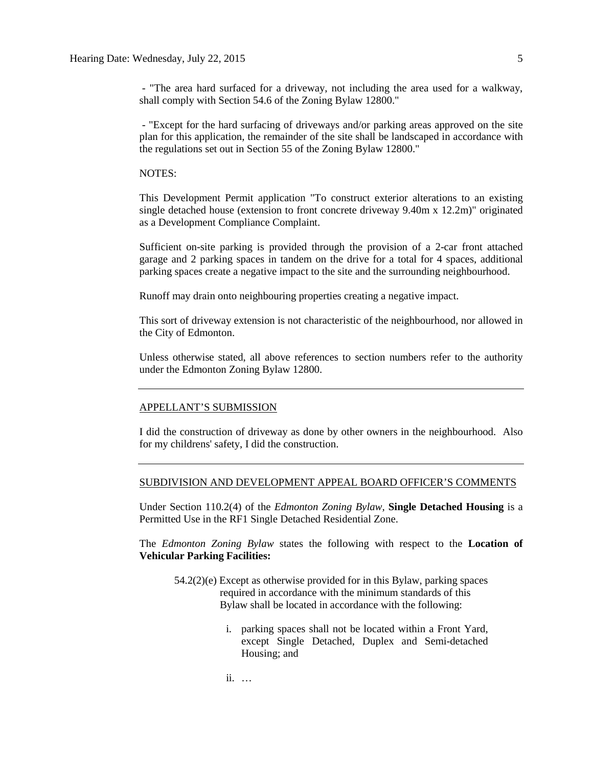- "The area hard surfaced for a driveway, not including the area used for a walkway, shall comply with Section 54.6 of the Zoning Bylaw 12800."

- "Except for the hard surfacing of driveways and/or parking areas approved on the site plan for this application, the remainder of the site shall be landscaped in accordance with the regulations set out in Section 55 of the Zoning Bylaw 12800."

NOTES:

This Development Permit application "To construct exterior alterations to an existing single detached house (extension to front concrete driveway 9.40m x 12.2m)" originated as a Development Compliance Complaint.

Sufficient on-site parking is provided through the provision of a 2-car front attached garage and 2 parking spaces in tandem on the drive for a total for 4 spaces, additional parking spaces create a negative impact to the site and the surrounding neighbourhood.

Runoff may drain onto neighbouring properties creating a negative impact.

This sort of driveway extension is not characteristic of the neighbourhood, nor allowed in the City of Edmonton.

Unless otherwise stated, all above references to section numbers refer to the authority under the Edmonton Zoning Bylaw 12800.

---

## APPELLANT'S SUBMISSION

I did the construction of driveway as done by other owners in the neighbourhood. Also for my childrens' safety, I did the construction.

---

## SUBDIVISION AND DEVELOPMENT APPEAL BOARD OFFICER'S COMMENTS

Under Section 110.2(4) of the *Edmonton Zoning Bylaw,* **Single Detached Housing** is a Permitted Use in the RF1 Single Detached Residential Zone.

The *Edmonton Zoning Bylaw* states the following with respect to the **Location of Vehicular Parking Facilities:**

> 54.2(2)(e) Except as otherwise provided for in this Bylaw, parking spaces required in accordance with the minimum standards of this Bylaw shall be located in accordance with the following:
>
> i. parking spaces shall not be located within a Front Yard, except Single Detached, Duplex and Semi-detached Housing; and
>
> ii. …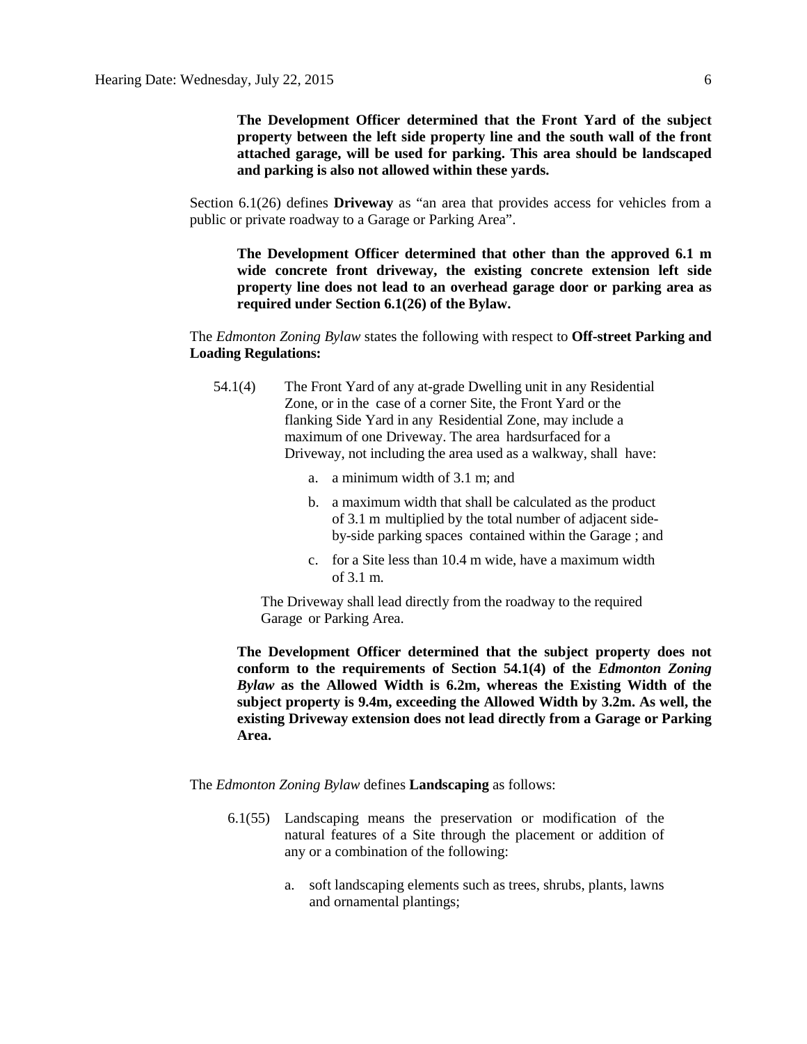**The Development Officer determined that the Front Yard of the subject property between the left side property line and the south wall of the front attached garage, will be used for parking. This area should be landscaped and parking is also not allowed within these yards.**

Section 6.1(26) defines **Driveway** as "an area that provides access for vehicles from a public or private roadway to a Garage or Parking Area".

**The Development Officer determined that other than the approved 6.1 m wide concrete front driveway, the existing concrete extension left side property line does not lead to an overhead garage door or parking area as required under Section 6.1(26) of the Bylaw.**

The *Edmonton Zoning Bylaw* states the following with respect to **Off-street Parking and Loading Regulations:**

54.1(4) The Front Yard of any at-grade Dwelling unit in any Residential Zone, or in the case of a corner Site, the Front Yard or the flanking Side Yard in any Residential Zone, may include a maximum of one Driveway. The area hardsurfaced for a Driveway, not including the area used as a walkway, shall have:

a. a minimum width of 3.1 m; and

b. a maximum width that shall be calculated as the product of 3.1 m multiplied by the total number of adjacent side-by-side parking spaces contained within the Garage ; and

c. for a Site less than 10.4 m wide, have a maximum width of 3.1 m.

The Driveway shall lead directly from the roadway to the required Garage or Parking Area.

**The Development Officer determined that the subject property does not conform to the requirements of Section 54.1(4) of the *Edmonton Zoning Bylaw* as the Allowed Width is 6.2m, whereas the Existing Width of the subject property is 9.4m, exceeding the Allowed Width by 3.2m. As well, the existing Driveway extension does not lead directly from a Garage or Parking Area.**

The *Edmonton Zoning Bylaw* defines **Landscaping** as follows:

6.1(55) Landscaping means the preservation or modification of the natural features of a Site through the placement or addition of any or a combination of the following:

a. soft landscaping elements such as trees, shrubs, plants, lawns and ornamental plantings;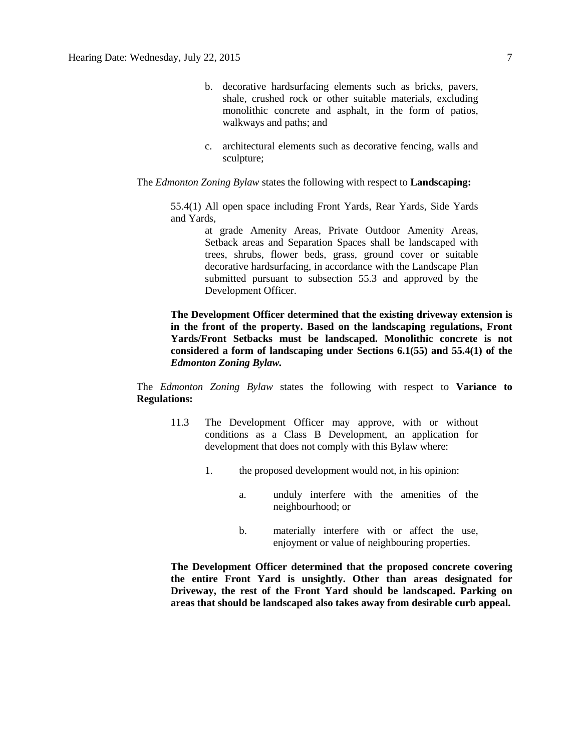b. decorative hardsurfacing elements such as bricks, pavers, shale, crushed rock or other suitable materials, excluding monolithic concrete and asphalt, in the form of patios, walkways and paths; and

c. architectural elements such as decorative fencing, walls and sculpture;

The *Edmonton Zoning Bylaw* states the following with respect to **Landscaping:**

> 55.4(1) All open space including Front Yards, Rear Yards, Side Yards and Yards,
>
> at grade Amenity Areas, Private Outdoor Amenity Areas, Setback areas and Separation Spaces shall be landscaped with trees, shrubs, flower beds, grass, ground cover or suitable decorative hardsurfacing, in accordance with the Landscape Plan submitted pursuant to subsection 55.3 and approved by the Development Officer.

**The Development Officer determined that the existing driveway extension is in the front of the property. Based on the landscaping regulations, Front Yards/Front Setbacks must be landscaped. Monolithic concrete is not considered a form of landscaping under Sections 6.1(55) and 55.4(1) of the *Edmonton Zoning Bylaw.***

The *Edmonton Zoning Bylaw* states the following with respect to **Variance to Regulations:**

> 11.3 The Development Officer may approve, with or without conditions as a Class B Development, an application for development that does not comply with this Bylaw where:
>
> 1. the proposed development would not, in his opinion:
>
>    a. unduly interfere with the amenities of the neighbourhood; or
>
>    b. materially interfere with or affect the use, enjoyment or value of neighbouring properties.

**The Development Officer determined that the proposed concrete covering the entire Front Yard is unsightly. Other than areas designated for Driveway, the rest of the Front Yard should be landscaped. Parking on areas that should be landscaped also takes away from desirable curb appeal.**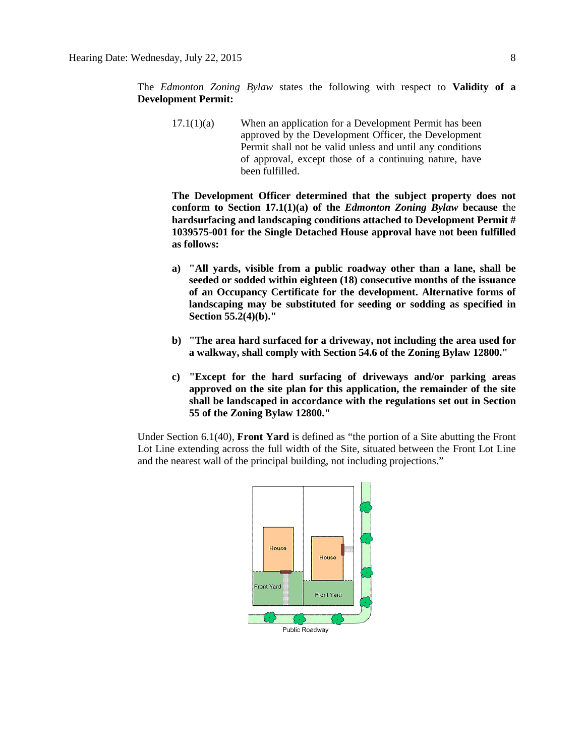The *Edmonton Zoning Bylaw* states the following with respect to **Validity of a Development Permit:**

17.1(1)(a) When an application for a Development Permit has been approved by the Development Officer, the Development Permit shall not be valid unless and until any conditions of approval, except those of a continuing nature, have been fulfilled.

**The Development Officer determined that the subject property does not conform to Section 17.1(1)(a) of the *Edmonton Zoning Bylaw* because t**he **hardsurfacing and landscaping conditions attached to Development Permit # 1039575-001 for the Single Detached House approval have not been fulfilled as follows:**

**a) "All yards, visible from a public roadway other than a lane, shall be seeded or sodded within eighteen (18) consecutive months of the issuance of an Occupancy Certificate for the development. Alternative forms of landscaping may be substituted for seeding or sodding as specified in Section 55.2(4)(b)."**

**b) "The area hard surfaced for a driveway, not including the area used for a walkway, shall comply with Section 54.6 of the Zoning Bylaw 12800."**

**c) "Except for the hard surfacing of driveways and/or parking areas approved on the site plan for this application, the remainder of the site shall be landscaped in accordance with the regulations set out in Section 55 of the Zoning Bylaw 12800."**

Under Section 6.1(40), **Front Yard** is defined as "the portion of a Site abutting the Front Lot Line extending across the full width of the Site, situated between the Front Lot Line and the nearest wall of the principal building, not including projections."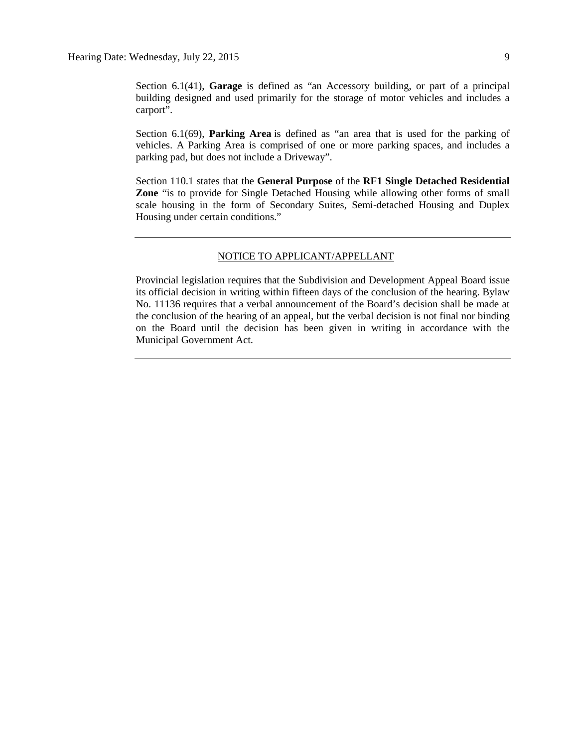Section 6.1(41), **Garage** is defined as "an Accessory building, or part of a principal building designed and used primarily for the storage of motor vehicles and includes a carport".

Section 6.1(69), **Parking Area** is defined as "an area that is used for the parking of vehicles. A Parking Area is comprised of one or more parking spaces, and includes a parking pad, but does not include a Driveway".

Section 110.1 states that the **General Purpose** of the **RF1 Single Detached Residential Zone** "is to provide for Single Detached Housing while allowing other forms of small scale housing in the form of Secondary Suites, Semi-detached Housing and Duplex Housing under certain conditions."

---

NOTICE TO APPLICANT/APPELLANT

Provincial legislation requires that the Subdivision and Development Appeal Board issue its official decision in writing within fifteen days of the conclusion of the hearing. Bylaw No. 11136 requires that a verbal announcement of the Board's decision shall be made at the conclusion of the hearing of an appeal, but the verbal decision is not final nor binding on the Board until the decision has been given in writing in accordance with the Municipal Government Act.

---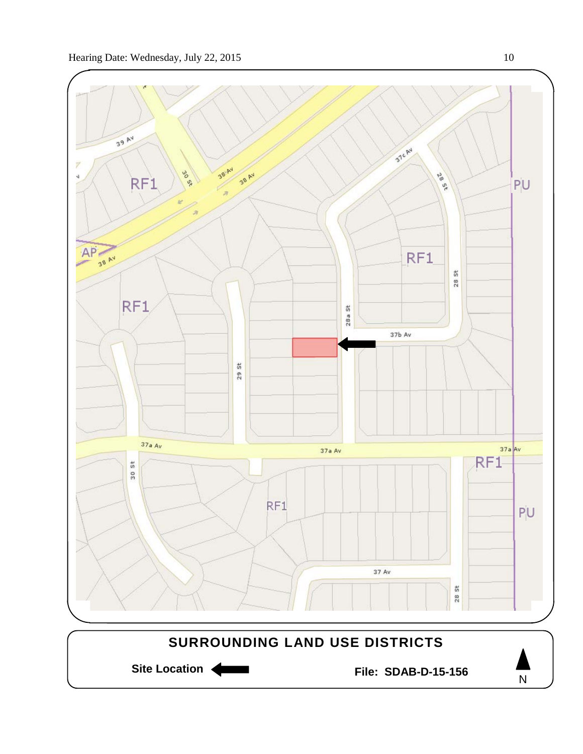## SURROUNDING LAND USE DISTRICTS

**Site Location** ⬅

**File: SDAB-D-15-156**

N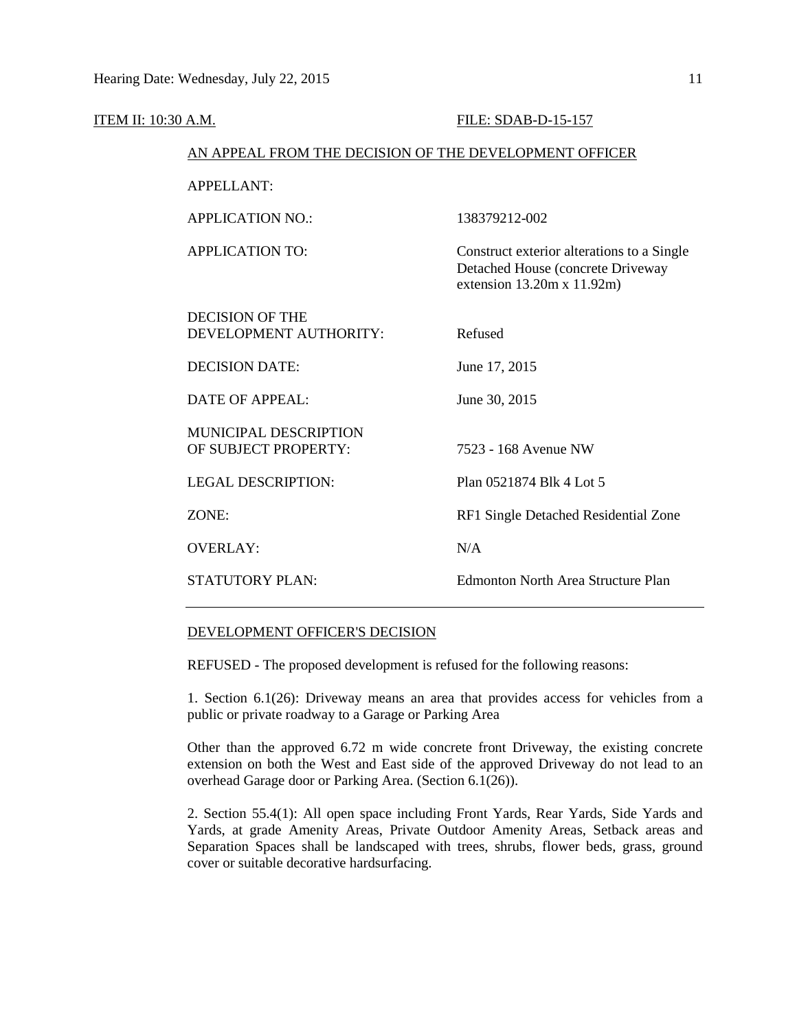ITEM II: 10:30 A.M. FILE: SDAB-D-15-157

AN APPEAL FROM THE DECISION OF THE DEVELOPMENT OFFICER

| | |
|---|---|
| APPELLANT: | |
| APPLICATION NO.: | 138379212-002 |
| APPLICATION TO: | Construct exterior alterations to a Single Detached House (concrete Driveway extension 13.20m x 11.92m) |
| DECISION OF THE DEVELOPMENT AUTHORITY: | Refused |
| DECISION DATE: | June 17, 2015 |
| DATE OF APPEAL: | June 30, 2015 |
| MUNICIPAL DESCRIPTION OF SUBJECT PROPERTY: | 7523 - 168 Avenue NW |
| LEGAL DESCRIPTION: | Plan 0521874 Blk 4 Lot 5 |
| ZONE: | RF1 Single Detached Residential Zone |
| OVERLAY: | N/A |
| STATUTORY PLAN: | Edmonton North Area Structure Plan |

---

DEVELOPMENT OFFICER'S DECISION

REFUSED - The proposed development is refused for the following reasons:

1. Section 6.1(26): Driveway means an area that provides access for vehicles from a public or private roadway to a Garage or Parking Area

Other than the approved 6.72 m wide concrete front Driveway, the existing concrete extension on both the West and East side of the approved Driveway do not lead to an overhead Garage door or Parking Area. (Section 6.1(26)).

2. Section 55.4(1): All open space including Front Yards, Rear Yards, Side Yards and Yards, at grade Amenity Areas, Private Outdoor Amenity Areas, Setback areas and Separation Spaces shall be landscaped with trees, shrubs, flower beds, grass, ground cover or suitable decorative hardsurfacing.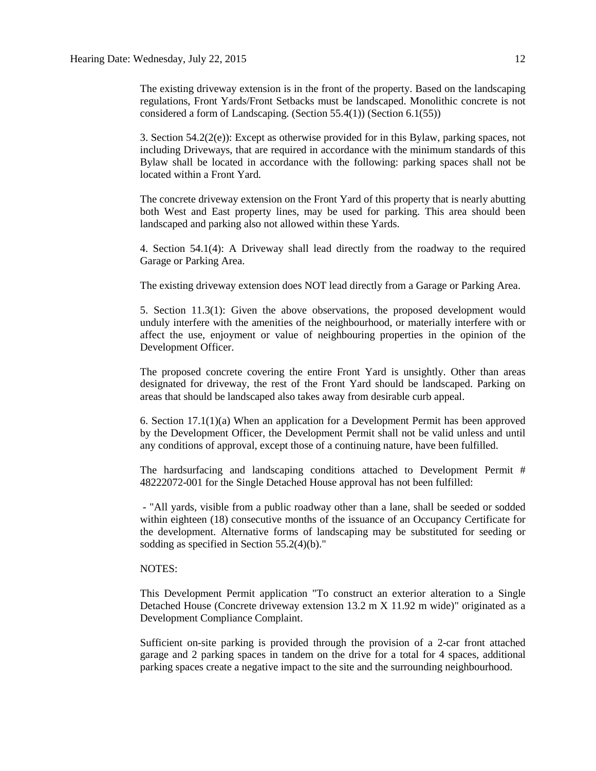The existing driveway extension is in the front of the property. Based on the landscaping regulations, Front Yards/Front Setbacks must be landscaped. Monolithic concrete is not considered a form of Landscaping. (Section 55.4(1)) (Section 6.1(55))

3. Section 54.2(2(e)): Except as otherwise provided for in this Bylaw, parking spaces, not including Driveways, that are required in accordance with the minimum standards of this Bylaw shall be located in accordance with the following: parking spaces shall not be located within a Front Yard.

The concrete driveway extension on the Front Yard of this property that is nearly abutting both West and East property lines, may be used for parking. This area should been landscaped and parking also not allowed within these Yards.

4. Section 54.1(4): A Driveway shall lead directly from the roadway to the required Garage or Parking Area.

The existing driveway extension does NOT lead directly from a Garage or Parking Area.

5. Section 11.3(1): Given the above observations, the proposed development would unduly interfere with the amenities of the neighbourhood, or materially interfere with or affect the use, enjoyment or value of neighbouring properties in the opinion of the Development Officer.

The proposed concrete covering the entire Front Yard is unsightly. Other than areas designated for driveway, the rest of the Front Yard should be landscaped. Parking on areas that should be landscaped also takes away from desirable curb appeal.

6. Section 17.1(1)(a) When an application for a Development Permit has been approved by the Development Officer, the Development Permit shall not be valid unless and until any conditions of approval, except those of a continuing nature, have been fulfilled.

The hardsurfacing and landscaping conditions attached to Development Permit # 48222072-001 for the Single Detached House approval has not been fulfilled:

- "All yards, visible from a public roadway other than a lane, shall be seeded or sodded within eighteen (18) consecutive months of the issuance of an Occupancy Certificate for the development. Alternative forms of landscaping may be substituted for seeding or sodding as specified in Section 55.2(4)(b)."

NOTES:

This Development Permit application "To construct an exterior alteration to a Single Detached House (Concrete driveway extension 13.2 m X 11.92 m wide)" originated as a Development Compliance Complaint.

Sufficient on-site parking is provided through the provision of a 2-car front attached garage and 2 parking spaces in tandem on the drive for a total for 4 spaces, additional parking spaces create a negative impact to the site and the surrounding neighbourhood.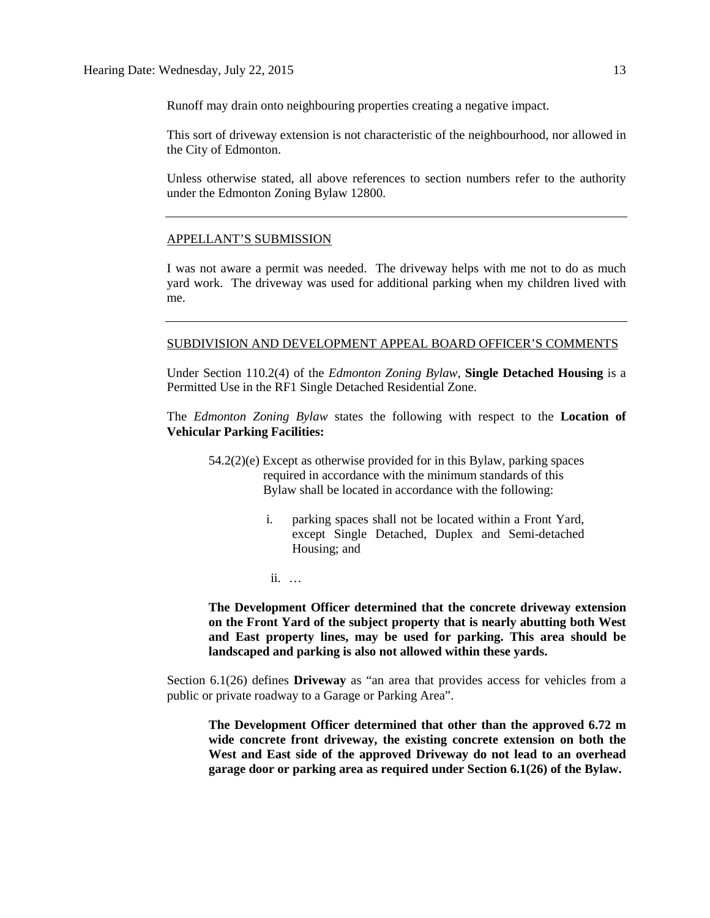Runoff may drain onto neighbouring properties creating a negative impact.

This sort of driveway extension is not characteristic of the neighbourhood, nor allowed in the City of Edmonton.

Unless otherwise stated, all above references to section numbers refer to the authority under the Edmonton Zoning Bylaw 12800.

---

APPELLANT'S SUBMISSION

I was not aware a permit was needed. The driveway helps with me not to do as much yard work. The driveway was used for additional parking when my children lived with me.

---

SUBDIVISION AND DEVELOPMENT APPEAL BOARD OFFICER'S COMMENTS

Under Section 110.2(4) of the *Edmonton Zoning Bylaw*, **Single Detached Housing** is a Permitted Use in the RF1 Single Detached Residential Zone.

The *Edmonton Zoning Bylaw* states the following with respect to the **Location of Vehicular Parking Facilities:**

> 54.2(2)(e) Except as otherwise provided for in this Bylaw, parking spaces required in accordance with the minimum standards of this Bylaw shall be located in accordance with the following:
>
> i. parking spaces shall not be located within a Front Yard, except Single Detached, Duplex and Semi-detached Housing; and
>
> ii. …

> **The Development Officer determined that the concrete driveway extension on the Front Yard of the subject property that is nearly abutting both West and East property lines, may be used for parking. This area should be landscaped and parking is also not allowed within these yards.**

Section 6.1(26) defines **Driveway** as "an area that provides access for vehicles from a public or private roadway to a Garage or Parking Area".

> **The Development Officer determined that other than the approved 6.72 m wide concrete front driveway, the existing concrete extension on both the West and East side of the approved Driveway do not lead to an overhead garage door or parking area as required under Section 6.1(26) of the Bylaw.**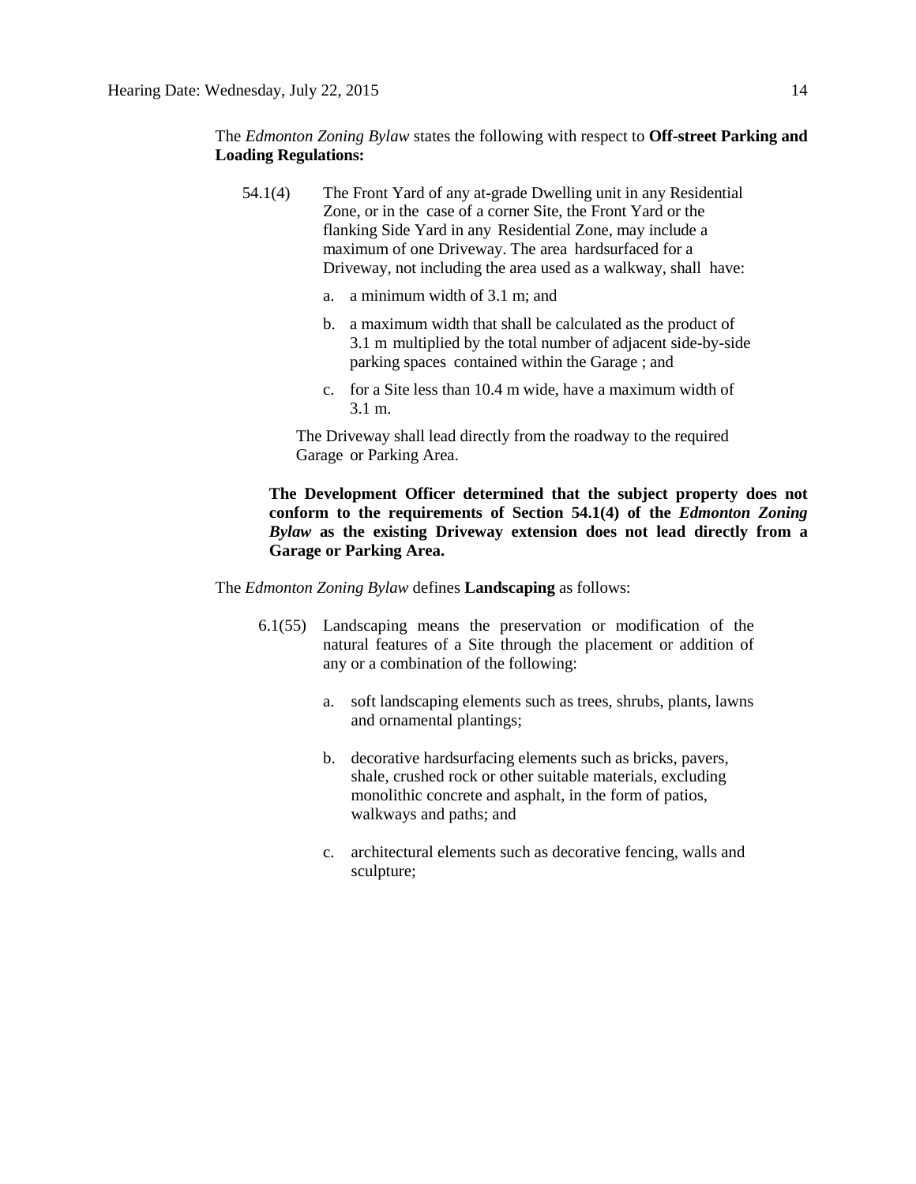The *Edmonton Zoning Bylaw* states the following with respect to **Off-street Parking and Loading Regulations:**

54.1(4) The Front Yard of any at-grade Dwelling unit in any Residential Zone, or in the case of a corner Site, the Front Yard or the flanking Side Yard in any Residential Zone, may include a maximum of one Driveway. The area hardsurfaced for a Driveway, not including the area used as a walkway, shall have:

a. a minimum width of 3.1 m; and

b. a maximum width that shall be calculated as the product of 3.1 m multiplied by the total number of adjacent side-by-side parking spaces contained within the Garage ; and

c. for a Site less than 10.4 m wide, have a maximum width of 3.1 m.

The Driveway shall lead directly from the roadway to the required Garage or Parking Area.

**The Development Officer determined that the subject property does not conform to the requirements of Section 54.1(4) of the *Edmonton Zoning Bylaw* as the existing Driveway extension does not lead directly from a Garage or Parking Area.**

The *Edmonton Zoning Bylaw* defines **Landscaping** as follows:

6.1(55) Landscaping means the preservation or modification of the natural features of a Site through the placement or addition of any or a combination of the following:

a. soft landscaping elements such as trees, shrubs, plants, lawns and ornamental plantings;

b. decorative hardsurfacing elements such as bricks, pavers, shale, crushed rock or other suitable materials, excluding monolithic concrete and asphalt, in the form of patios, walkways and paths; and

c. architectural elements such as decorative fencing, walls and sculpture;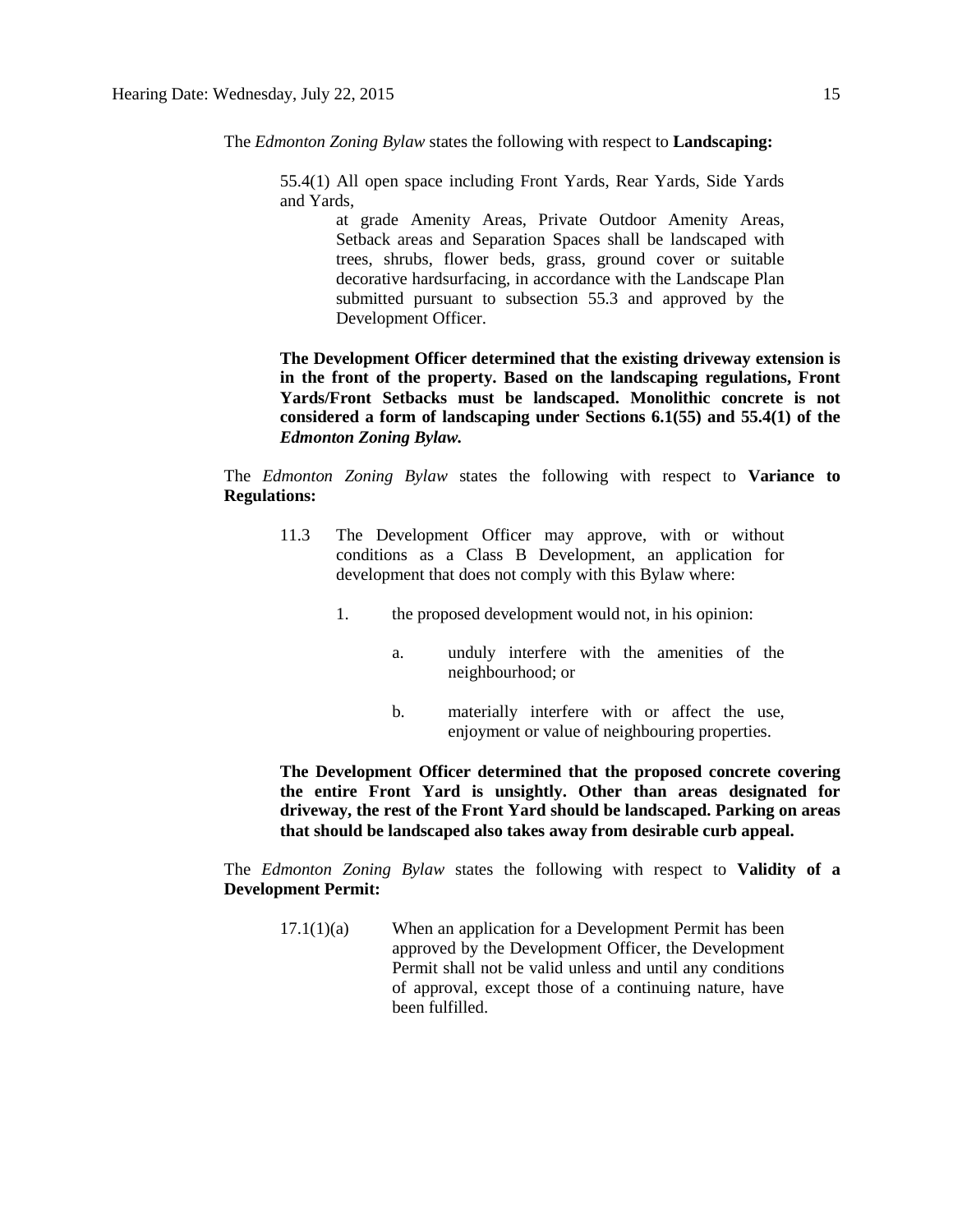The *Edmonton Zoning Bylaw* states the following with respect to **Landscaping:**

> 55.4(1) All open space including Front Yards, Rear Yards, Side Yards and Yards,
>
> at grade Amenity Areas, Private Outdoor Amenity Areas, Setback areas and Separation Spaces shall be landscaped with trees, shrubs, flower beds, grass, ground cover or suitable decorative hardsurfacing, in accordance with the Landscape Plan submitted pursuant to subsection 55.3 and approved by the Development Officer.
>
> **The Development Officer determined that the existing driveway extension is in the front of the property. Based on the landscaping regulations, Front Yards/Front Setbacks must be landscaped. Monolithic concrete is not considered a form of landscaping under Sections 6.1(55) and 55.4(1) of the *Edmonton Zoning Bylaw.***

The *Edmonton Zoning Bylaw* states the following with respect to **Variance to Regulations:**

> 11.3 The Development Officer may approve, with or without conditions as a Class B Development, an application for development that does not comply with this Bylaw where:
>
> 1. the proposed development would not, in his opinion:
>
>     a. unduly interfere with the amenities of the neighbourhood; or
>
>     b. materially interfere with or affect the use, enjoyment or value of neighbouring properties.
>
> **The Development Officer determined that the proposed concrete covering the entire Front Yard is unsightly. Other than areas designated for driveway, the rest of the Front Yard should be landscaped. Parking on areas that should be landscaped also takes away from desirable curb appeal.**

The *Edmonton Zoning Bylaw* states the following with respect to **Validity of a Development Permit:**

> 17.1(1)(a) When an application for a Development Permit has been approved by the Development Officer, the Development Permit shall not be valid unless and until any conditions of approval, except those of a continuing nature, have been fulfilled.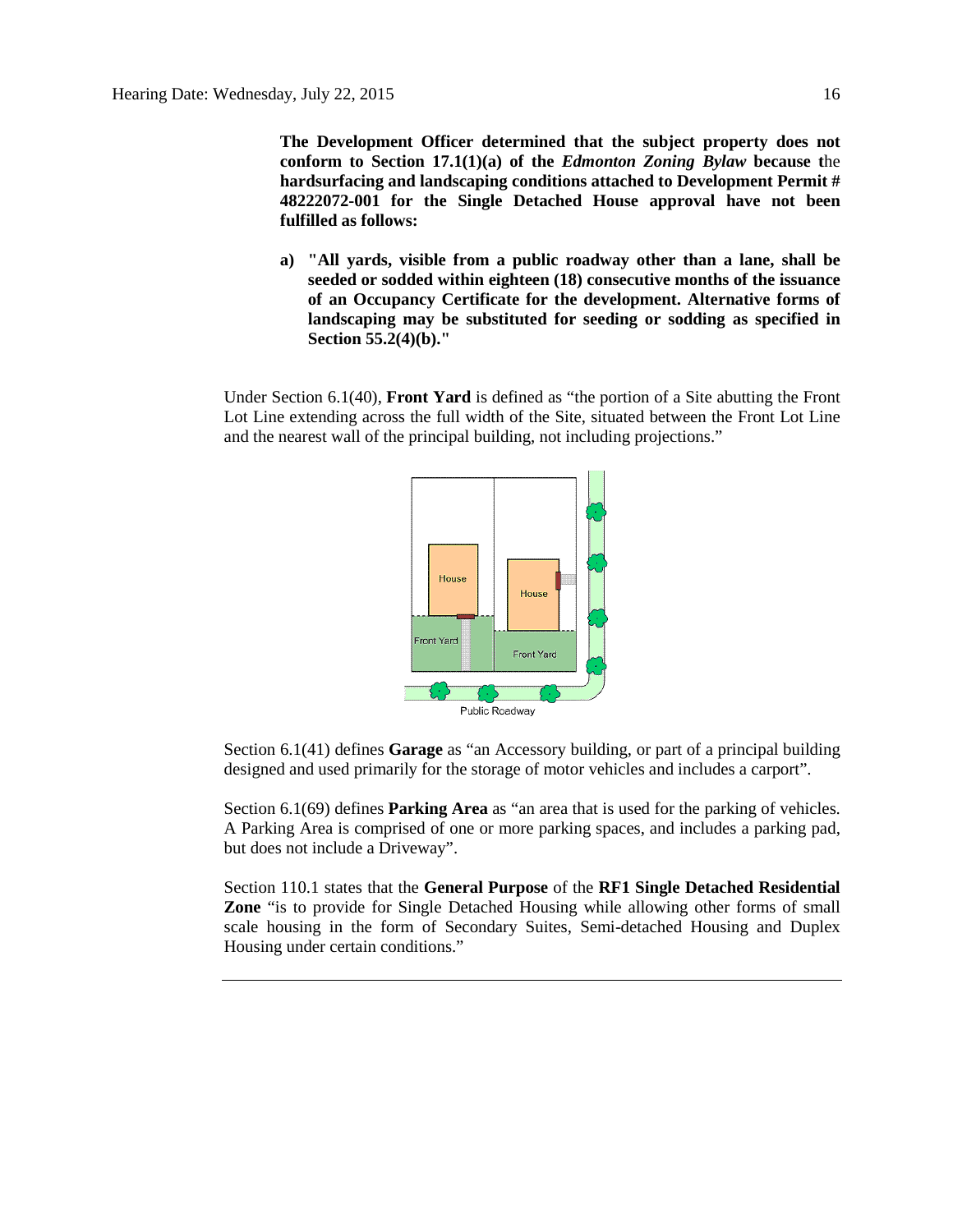**The Development Officer determined that the subject property does not conform to Section 17.1(1)(a) of the *Edmonton Zoning Bylaw* because t**he **hardsurfacing and landscaping conditions attached to Development Permit # 48222072-001 for the Single Detached House approval have not been fulfilled as follows:**

a) **"All yards, visible from a public roadway other than a lane, shall be seeded or sodded within eighteen (18) consecutive months of the issuance of an Occupancy Certificate for the development. Alternative forms of landscaping may be substituted for seeding or sodding as specified in Section 55.2(4)(b)."**

Under Section 6.1(40), **Front Yard** is defined as "the portion of a Site abutting the Front Lot Line extending across the full width of the Site, situated between the Front Lot Line and the nearest wall of the principal building, not including projections."

Section 6.1(41) defines **Garage** as "an Accessory building, or part of a principal building designed and used primarily for the storage of motor vehicles and includes a carport".

Section 6.1(69) defines **Parking Area** as "an area that is used for the parking of vehicles. A Parking Area is comprised of one or more parking spaces, and includes a parking pad, but does not include a Driveway".

Section 110.1 states that the **General Purpose** of the **RF1 Single Detached Residential Zone** "is to provide for Single Detached Housing while allowing other forms of small scale housing in the form of Secondary Suites, Semi-detached Housing and Duplex Housing under certain conditions."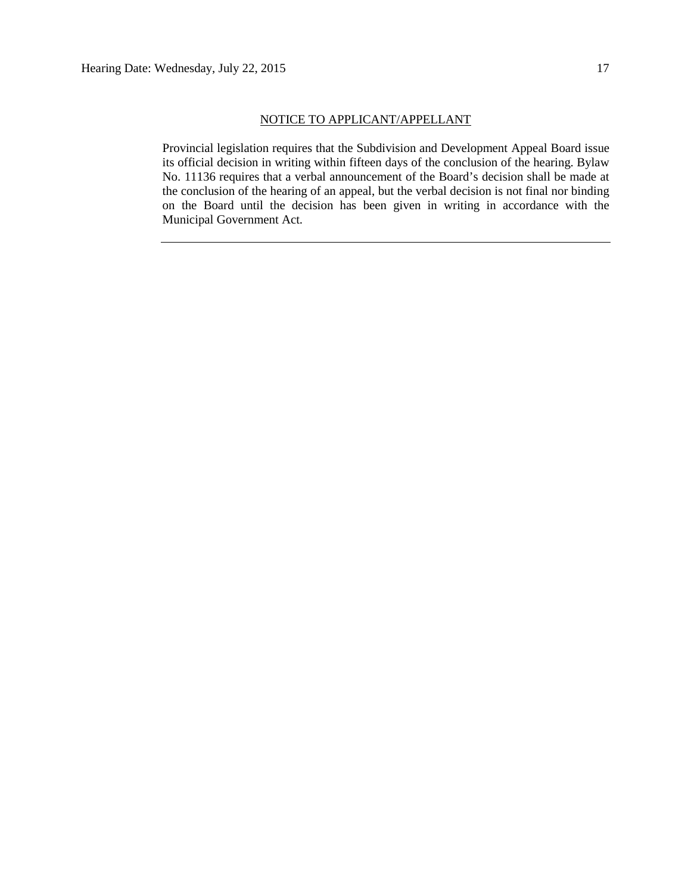NOTICE TO APPLICANT/APPELLANT

Provincial legislation requires that the Subdivision and Development Appeal Board issue its official decision in writing within fifteen days of the conclusion of the hearing. Bylaw No. 11136 requires that a verbal announcement of the Board's decision shall be made at the conclusion of the hearing of an appeal, but the verbal decision is not final nor binding on the Board until the decision has been given in writing in accordance with the Municipal Government Act.

---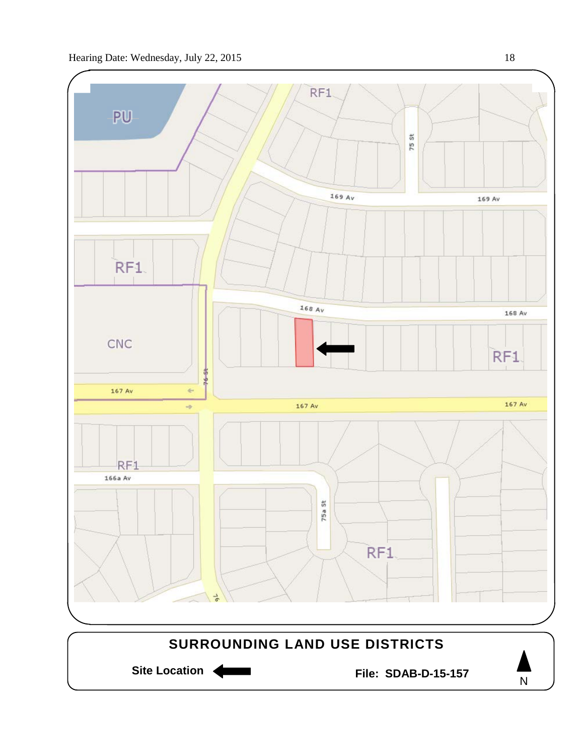PU

RF1

RF1

CNC

RF1

RF1

RF1

169 Av

169 Av

168 Av

168 Av

167 Av

167 Av

167 Av

166a Av

75 St

76 St

75a St

76

**SURROUNDING LAND USE DISTRICTS**

**Site Location** ⬅

**File: SDAB-D-15-157**

N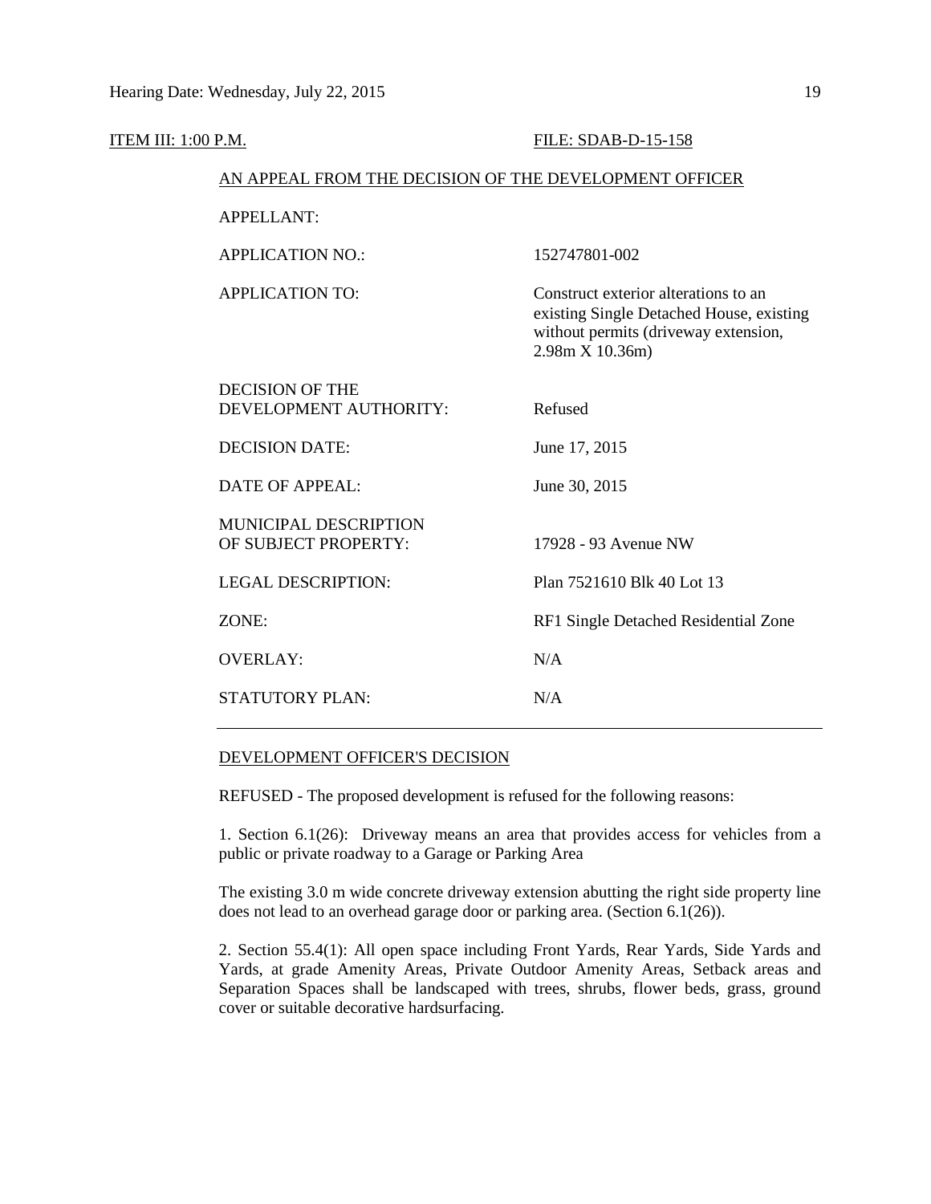ITEM III: 1:00 P.M. FILE: SDAB-D-15-158

AN APPEAL FROM THE DECISION OF THE DEVELOPMENT OFFICER

| | |
|---|---|
| APPELLANT: | |
| APPLICATION NO.: | 152747801-002 |
| APPLICATION TO: | Construct exterior alterations to an existing Single Detached House, existing without permits (driveway extension, 2.98m X 10.36m) |
| DECISION OF THE DEVELOPMENT AUTHORITY: | Refused |
| DECISION DATE: | June 17, 2015 |
| DATE OF APPEAL: | June 30, 2015 |
| MUNICIPAL DESCRIPTION OF SUBJECT PROPERTY: | 17928 - 93 Avenue NW |
| LEGAL DESCRIPTION: | Plan 7521610 Blk 40 Lot 13 |
| ZONE: | RF1 Single Detached Residential Zone |
| OVERLAY: | N/A |
| STATUTORY PLAN: | N/A |

DEVELOPMENT OFFICER'S DECISION

REFUSED - The proposed development is refused for the following reasons:

1. Section 6.1(26): Driveway means an area that provides access for vehicles from a public or private roadway to a Garage or Parking Area

The existing 3.0 m wide concrete driveway extension abutting the right side property line does not lead to an overhead garage door or parking area. (Section 6.1(26)).

2. Section 55.4(1): All open space including Front Yards, Rear Yards, Side Yards and Yards, at grade Amenity Areas, Private Outdoor Amenity Areas, Setback areas and Separation Spaces shall be landscaped with trees, shrubs, flower beds, grass, ground cover or suitable decorative hardsurfacing.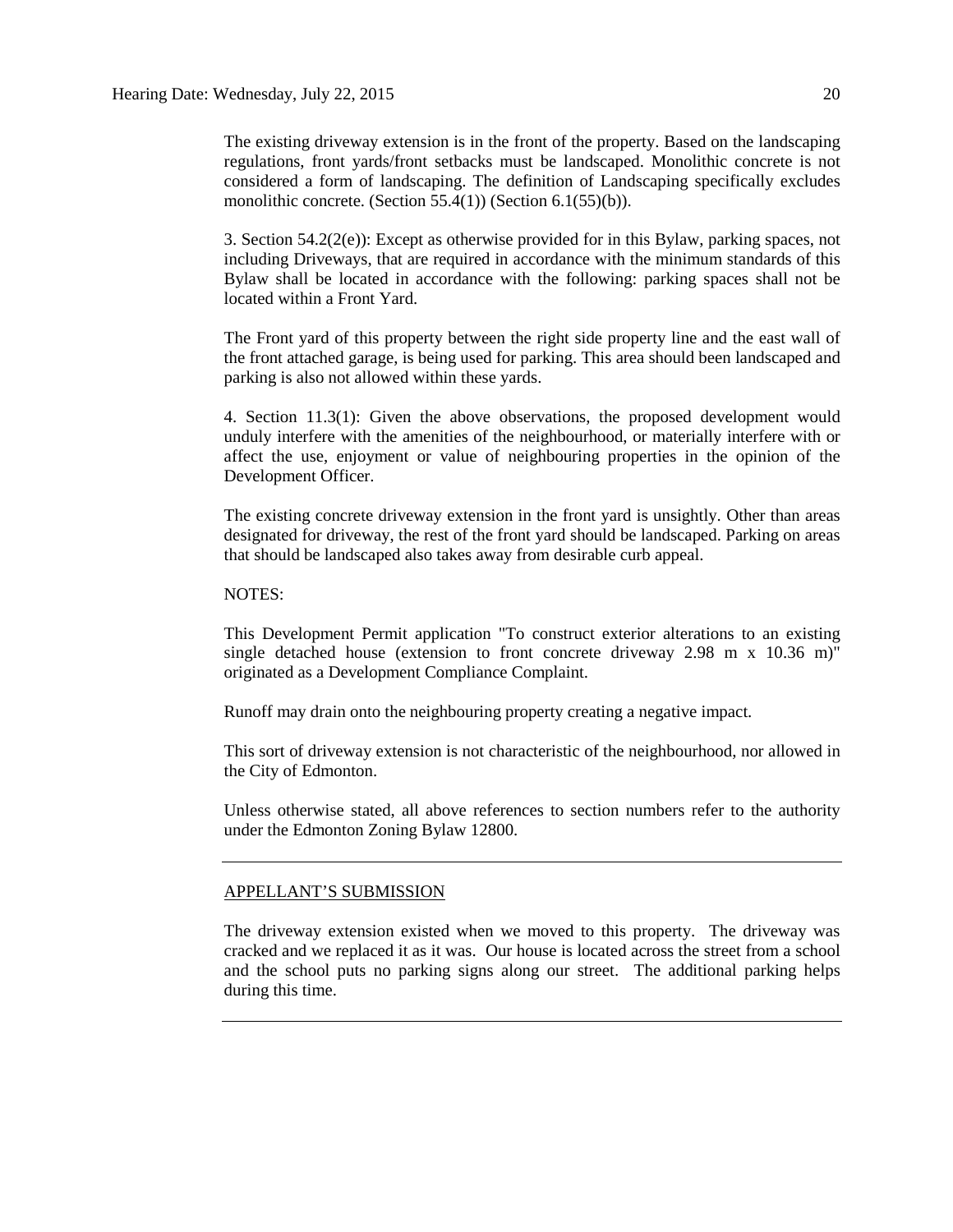The existing driveway extension is in the front of the property. Based on the landscaping regulations, front yards/front setbacks must be landscaped. Monolithic concrete is not considered a form of landscaping. The definition of Landscaping specifically excludes monolithic concrete. (Section 55.4(1)) (Section 6.1(55)(b)).

3. Section 54.2(2(e)): Except as otherwise provided for in this Bylaw, parking spaces, not including Driveways, that are required in accordance with the minimum standards of this Bylaw shall be located in accordance with the following: parking spaces shall not be located within a Front Yard.

The Front yard of this property between the right side property line and the east wall of the front attached garage, is being used for parking. This area should been landscaped and parking is also not allowed within these yards.

4. Section 11.3(1): Given the above observations, the proposed development would unduly interfere with the amenities of the neighbourhood, or materially interfere with or affect the use, enjoyment or value of neighbouring properties in the opinion of the Development Officer.

The existing concrete driveway extension in the front yard is unsightly. Other than areas designated for driveway, the rest of the front yard should be landscaped. Parking on areas that should be landscaped also takes away from desirable curb appeal.

NOTES:

This Development Permit application "To construct exterior alterations to an existing single detached house (extension to front concrete driveway 2.98 m x 10.36 m)" originated as a Development Compliance Complaint.

Runoff may drain onto the neighbouring property creating a negative impact.

This sort of driveway extension is not characteristic of the neighbourhood, nor allowed in the City of Edmonton.

Unless otherwise stated, all above references to section numbers refer to the authority under the Edmonton Zoning Bylaw 12800.

---

APPELLANT'S SUBMISSION

The driveway extension existed when we moved to this property. The driveway was cracked and we replaced it as it was. Our house is located across the street from a school and the school puts no parking signs along our street. The additional parking helps during this time.

---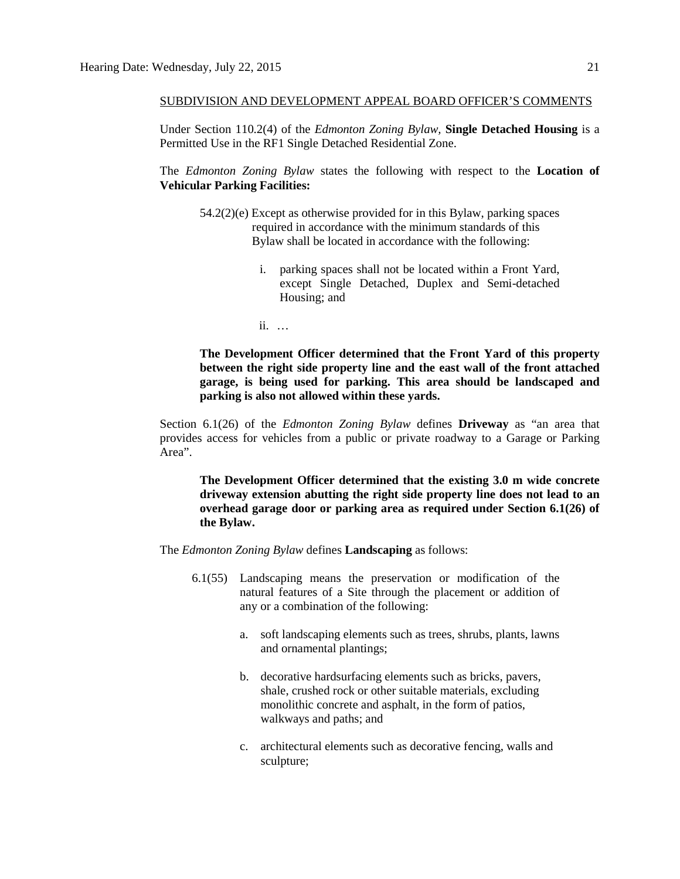SUBDIVISION AND DEVELOPMENT APPEAL BOARD OFFICER'S COMMENTS

Under Section 110.2(4) of the *Edmonton Zoning Bylaw,* **Single Detached Housing** is a Permitted Use in the RF1 Single Detached Residential Zone.

The *Edmonton Zoning Bylaw* states the following with respect to the **Location of Vehicular Parking Facilities:**

> 54.2(2)(e) Except as otherwise provided for in this Bylaw, parking spaces required in accordance with the minimum standards of this Bylaw shall be located in accordance with the following:
>
> i. parking spaces shall not be located within a Front Yard, except Single Detached, Duplex and Semi-detached Housing; and
>
> ii. …

> **The Development Officer determined that the Front Yard of this property between the right side property line and the east wall of the front attached garage, is being used for parking. This area should be landscaped and parking is also not allowed within these yards.**

Section 6.1(26) of the *Edmonton Zoning Bylaw* defines **Driveway** as "an area that provides access for vehicles from a public or private roadway to a Garage or Parking Area".

> **The Development Officer determined that the existing 3.0 m wide concrete driveway extension abutting the right side property line does not lead to an overhead garage door or parking area as required under Section 6.1(26) of the Bylaw.**

The *Edmonton Zoning Bylaw* defines **Landscaping** as follows:

> 6.1(55) Landscaping means the preservation or modification of the natural features of a Site through the placement or addition of any or a combination of the following:
>
> a. soft landscaping elements such as trees, shrubs, plants, lawns and ornamental plantings;
>
> b. decorative hardsurfacing elements such as bricks, pavers, shale, crushed rock or other suitable materials, excluding monolithic concrete and asphalt, in the form of patios, walkways and paths; and
>
> c. architectural elements such as decorative fencing, walls and sculpture;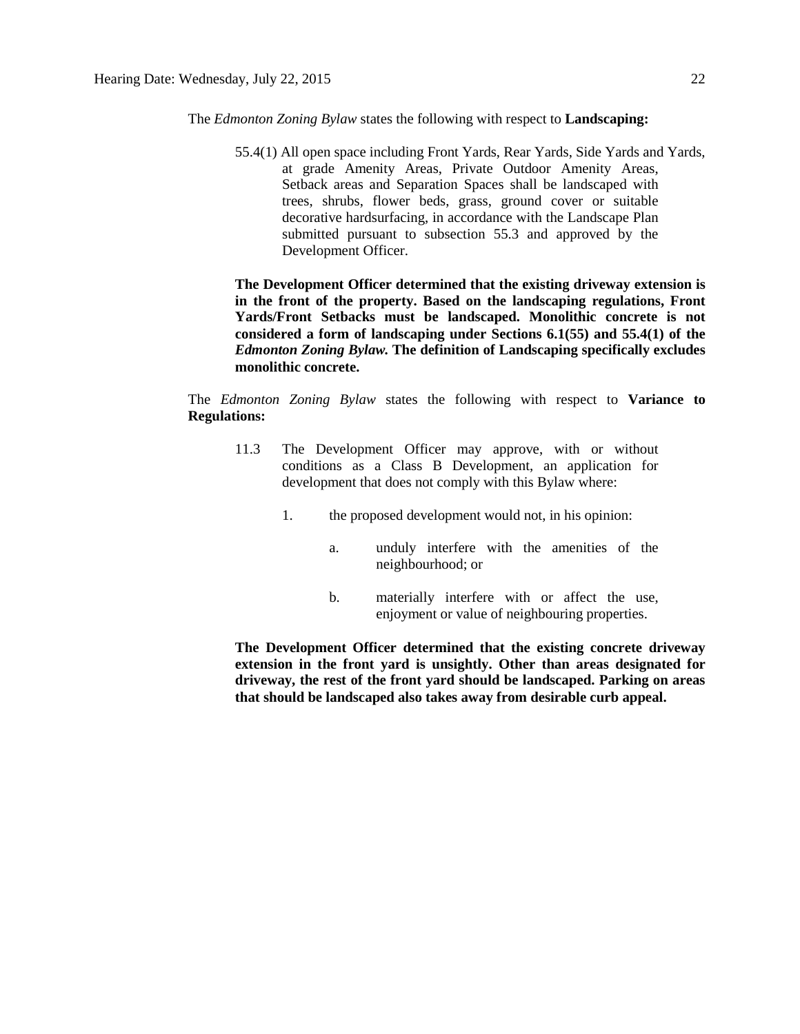The *Edmonton Zoning Bylaw* states the following with respect to **Landscaping:**

> 55.4(1) All open space including Front Yards, Rear Yards, Side Yards and Yards, at grade Amenity Areas, Private Outdoor Amenity Areas, Setback areas and Separation Spaces shall be landscaped with trees, shrubs, flower beds, grass, ground cover or suitable decorative hardsurfacing, in accordance with the Landscape Plan submitted pursuant to subsection 55.3 and approved by the Development Officer.

**The Development Officer determined that the existing driveway extension is in the front of the property. Based on the landscaping regulations, Front Yards/Front Setbacks must be landscaped. Monolithic concrete is not considered a form of landscaping under Sections 6.1(55) and 55.4(1) of the *Edmonton Zoning Bylaw.* The definition of Landscaping specifically excludes monolithic concrete.**

The *Edmonton Zoning Bylaw* states the following with respect to **Variance to Regulations:**

> 11.3 The Development Officer may approve, with or without conditions as a Class B Development, an application for development that does not comply with this Bylaw where:
>
> 1. the proposed development would not, in his opinion:
>
>    a. unduly interfere with the amenities of the neighbourhood; or
>
>    b. materially interfere with or affect the use, enjoyment or value of neighbouring properties.

**The Development Officer determined that the existing concrete driveway extension in the front yard is unsightly. Other than areas designated for driveway, the rest of the front yard should be landscaped. Parking on areas that should be landscaped also takes away from desirable curb appeal.**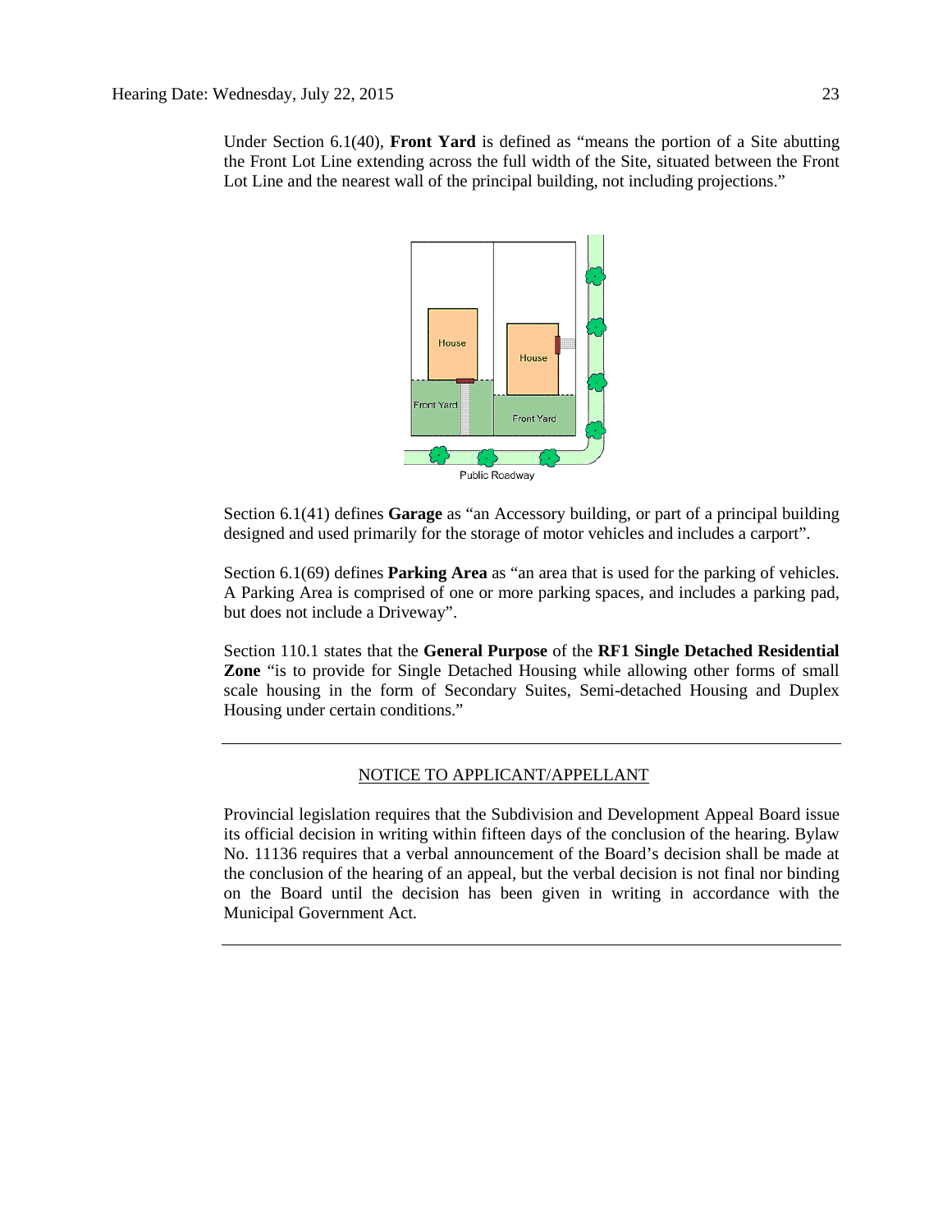Under Section 6.1(40), **Front Yard** is defined as "means the portion of a Site abutting the Front Lot Line extending across the full width of the Site, situated between the Front Lot Line and the nearest wall of the principal building, not including projections."

Section 6.1(41) defines **Garage** as "an Accessory building, or part of a principal building designed and used primarily for the storage of motor vehicles and includes a carport".

Section 6.1(69) defines **Parking Area** as "an area that is used for the parking of vehicles. A Parking Area is comprised of one or more parking spaces, and includes a parking pad, but does not include a Driveway".

Section 110.1 states that the **General Purpose** of the **RF1 Single Detached Residential Zone** "is to provide for Single Detached Housing while allowing other forms of small scale housing in the form of Secondary Suites, Semi-detached Housing and Duplex Housing under certain conditions."

---

NOTICE TO APPLICANT/APPELLANT

Provincial legislation requires that the Subdivision and Development Appeal Board issue its official decision in writing within fifteen days of the conclusion of the hearing. Bylaw No. 11136 requires that a verbal announcement of the Board's decision shall be made at the conclusion of the hearing of an appeal, but the verbal decision is not final nor binding on the Board until the decision has been given in writing in accordance with the Municipal Government Act.

---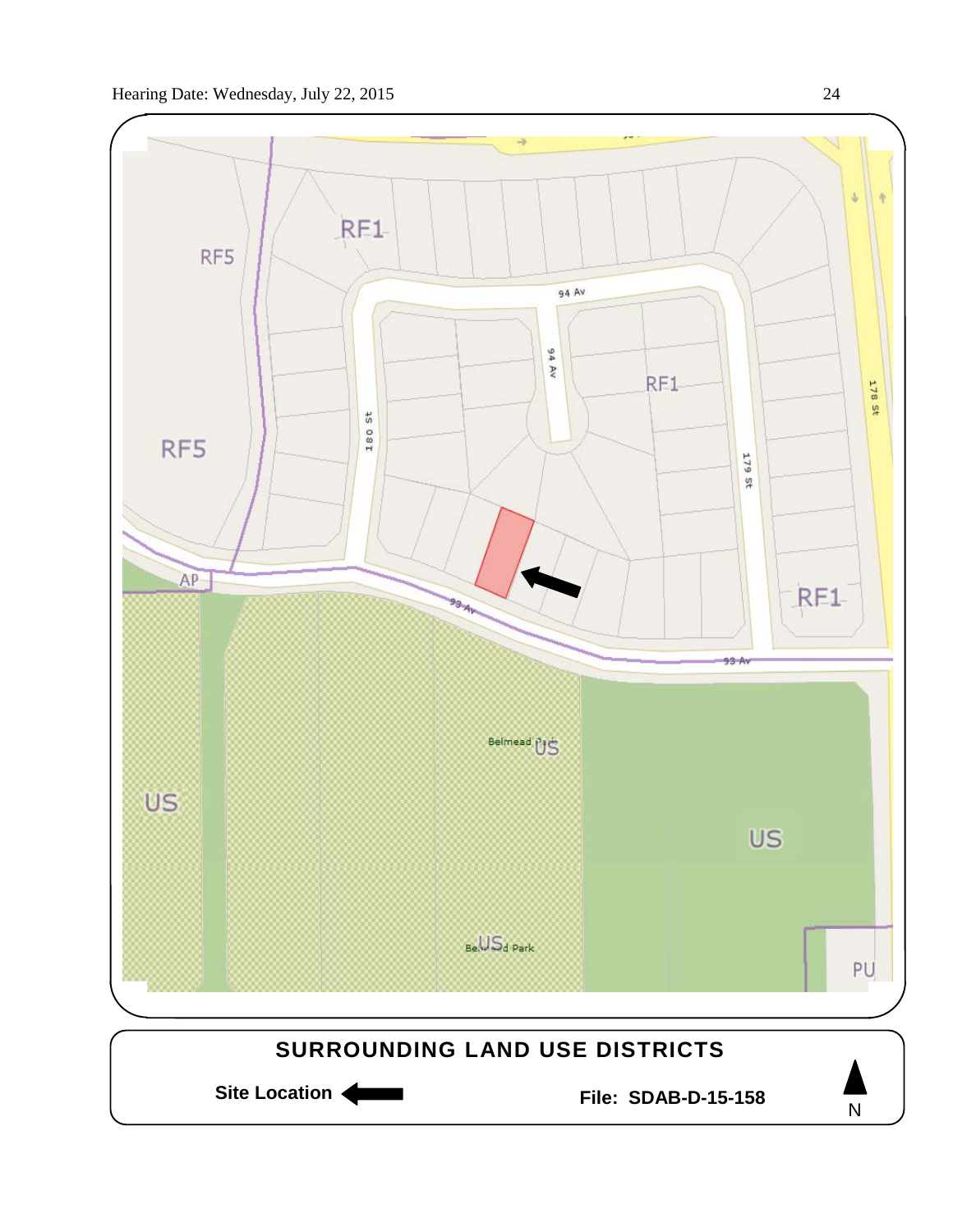RF1

RF5

94 Av

94 Av

RF1

180 St

RF5

179 St

178 St

AP

93 Av

RF1

93 Av

Belmead Park

US

US

US

Belmead Park

PU

## SURROUNDING LAND USE DISTRICTS

**Site Location** ⬅

**File: SDAB-D-15-158**

N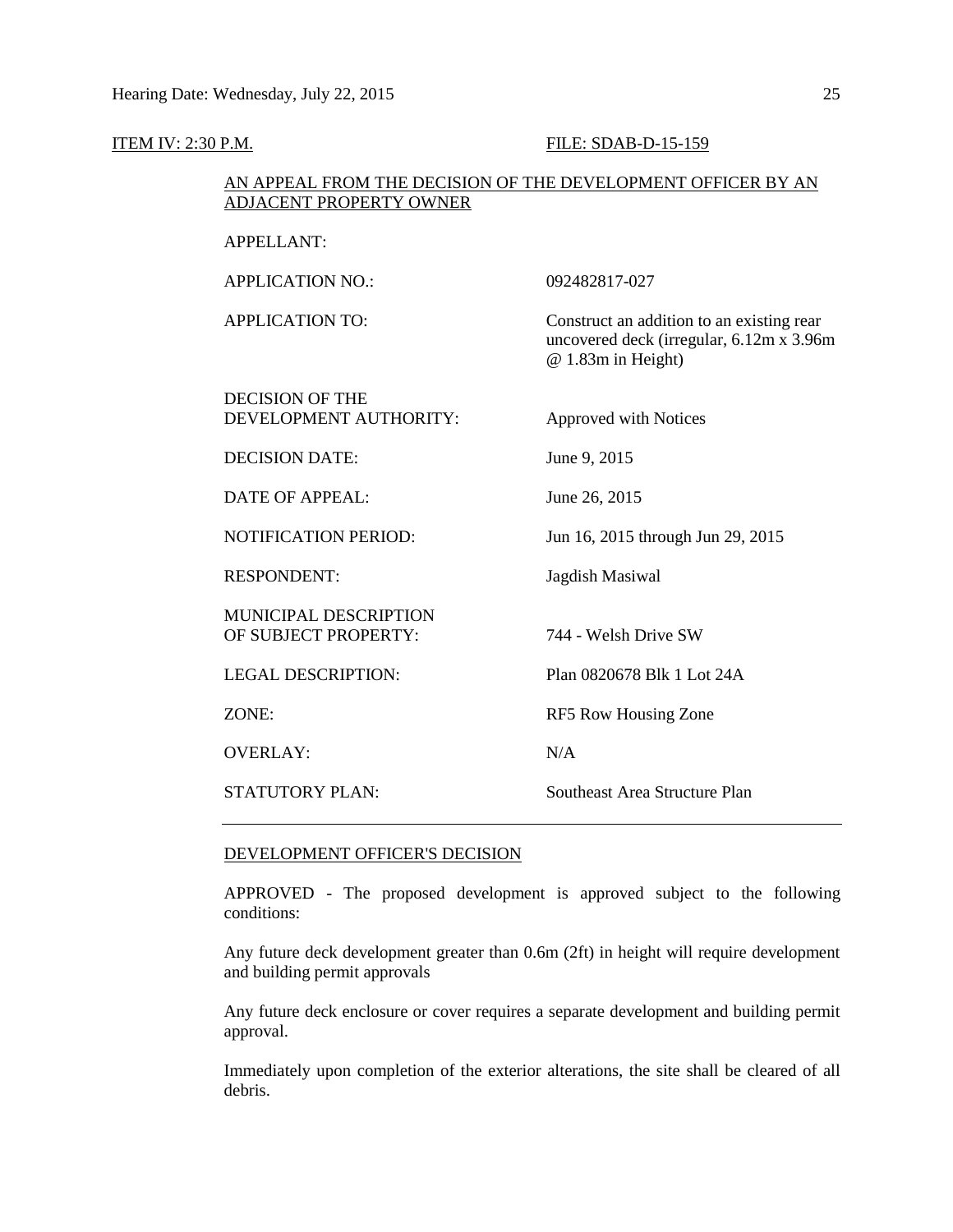ITEM IV: 2:30 P.M. FILE: SDAB-D-15-159

AN APPEAL FROM THE DECISION OF THE DEVELOPMENT OFFICER BY AN ADJACENT PROPERTY OWNER

| | |
|---|---|
| APPELLANT: | |
| APPLICATION NO.: | 092482817-027 |
| APPLICATION TO: | Construct an addition to an existing rear uncovered deck (irregular, 6.12m x 3.96m @ 1.83m in Height) |
| DECISION OF THE DEVELOPMENT AUTHORITY: | Approved with Notices |
| DECISION DATE: | June 9, 2015 |
| DATE OF APPEAL: | June 26, 2015 |
| NOTIFICATION PERIOD: | Jun 16, 2015 through Jun 29, 2015 |
| RESPONDENT: | Jagdish Masiwal |
| MUNICIPAL DESCRIPTION OF SUBJECT PROPERTY: | 744 - Welsh Drive SW |
| LEGAL DESCRIPTION: | Plan 0820678 Blk 1 Lot 24A |
| ZONE: | RF5 Row Housing Zone |
| OVERLAY: | N/A |
| STATUTORY PLAN: | Southeast Area Structure Plan |

---

DEVELOPMENT OFFICER'S DECISION

APPROVED - The proposed development is approved subject to the following conditions:

Any future deck development greater than 0.6m (2ft) in height will require development and building permit approvals

Any future deck enclosure or cover requires a separate development and building permit approval.

Immediately upon completion of the exterior alterations, the site shall be cleared of all debris.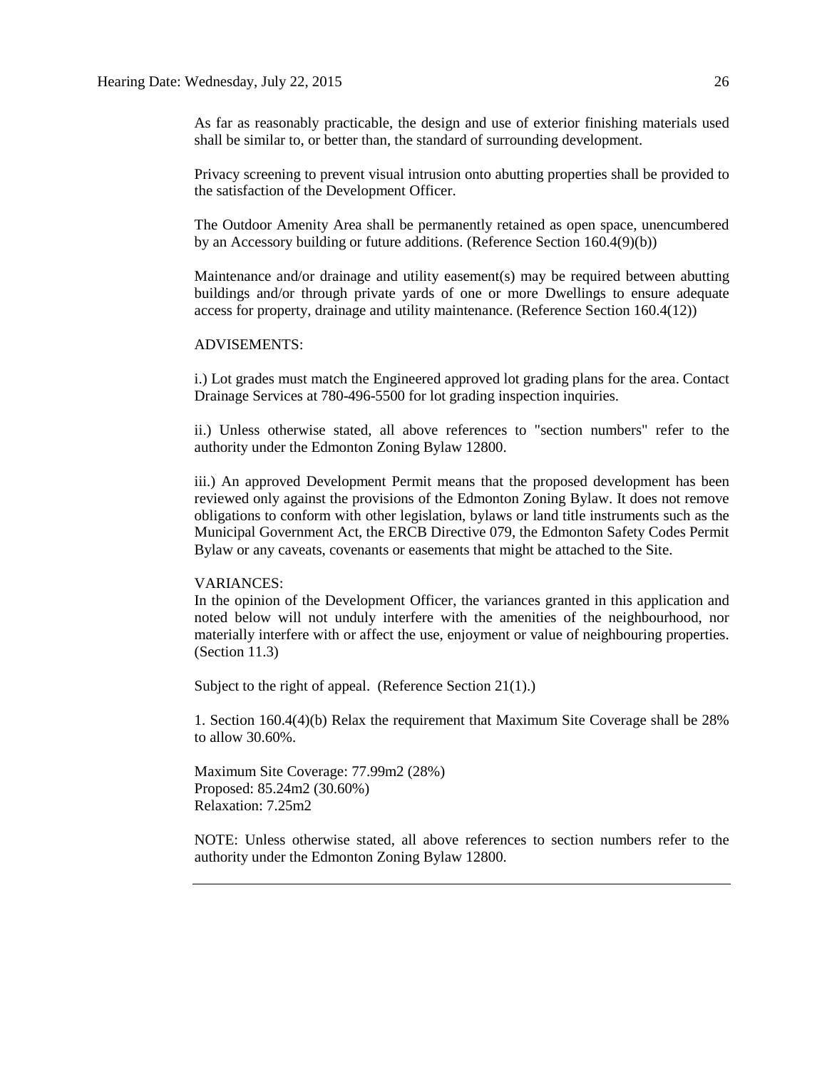As far as reasonably practicable, the design and use of exterior finishing materials used shall be similar to, or better than, the standard of surrounding development.

Privacy screening to prevent visual intrusion onto abutting properties shall be provided to the satisfaction of the Development Officer.

The Outdoor Amenity Area shall be permanently retained as open space, unencumbered by an Accessory building or future additions. (Reference Section 160.4(9)(b))

Maintenance and/or drainage and utility easement(s) may be required between abutting buildings and/or through private yards of one or more Dwellings to ensure adequate access for property, drainage and utility maintenance. (Reference Section 160.4(12))

ADVISEMENTS:

i.) Lot grades must match the Engineered approved lot grading plans for the area. Contact Drainage Services at 780-496-5500 for lot grading inspection inquiries.

ii.) Unless otherwise stated, all above references to "section numbers" refer to the authority under the Edmonton Zoning Bylaw 12800.

iii.) An approved Development Permit means that the proposed development has been reviewed only against the provisions of the Edmonton Zoning Bylaw. It does not remove obligations to conform with other legislation, bylaws or land title instruments such as the Municipal Government Act, the ERCB Directive 079, the Edmonton Safety Codes Permit Bylaw or any caveats, covenants or easements that might be attached to the Site.

VARIANCES:
In the opinion of the Development Officer, the variances granted in this application and noted below will not unduly interfere with the amenities of the neighbourhood, nor materially interfere with or affect the use, enjoyment or value of neighbouring properties. (Section 11.3)

Subject to the right of appeal. (Reference Section 21(1).)

1. Section 160.4(4)(b) Relax the requirement that Maximum Site Coverage shall be 28% to allow 30.60%.

Maximum Site Coverage: 77.99m2 (28%)
Proposed: 85.24m2 (30.60%)
Relaxation: 7.25m2

NOTE: Unless otherwise stated, all above references to section numbers refer to the authority under the Edmonton Zoning Bylaw 12800.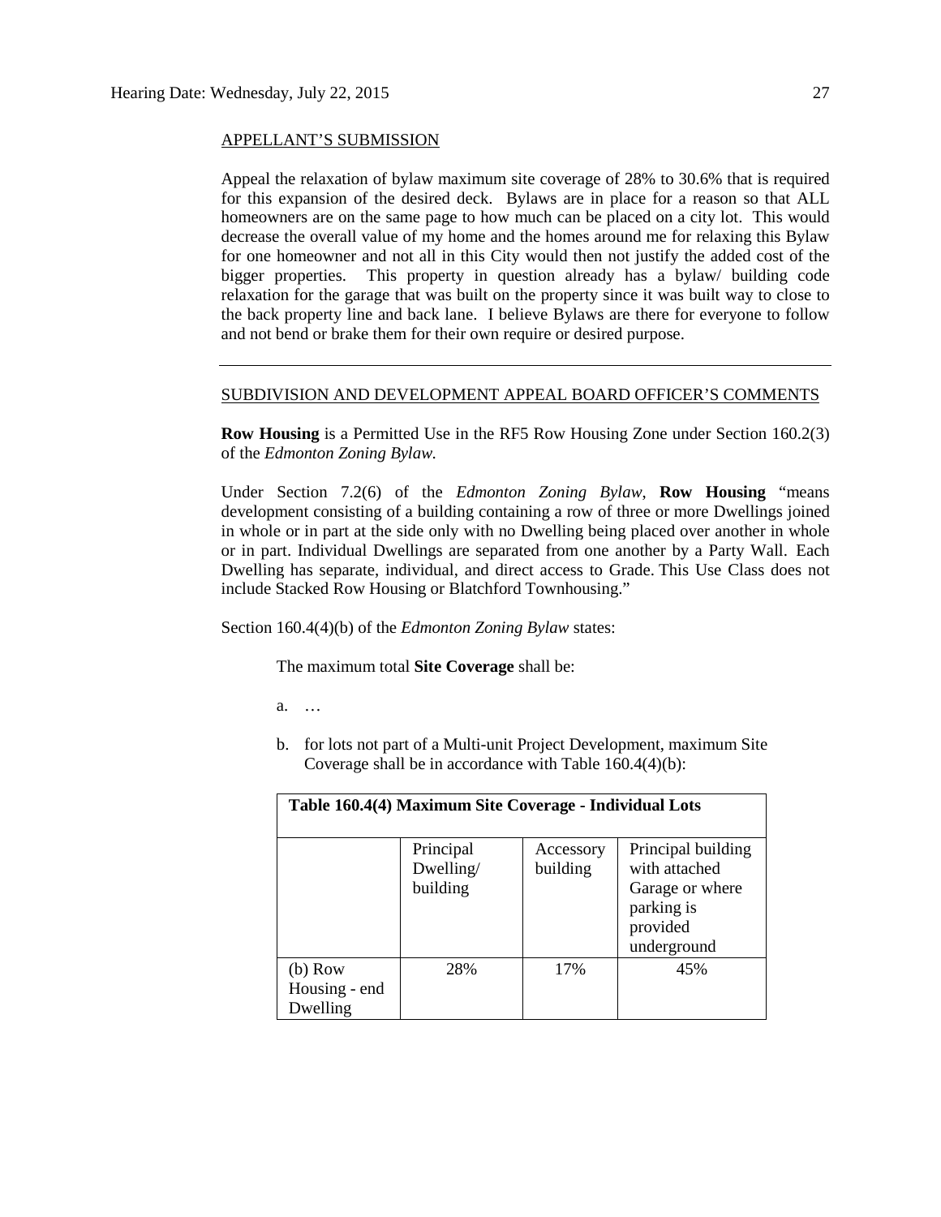APPELLANT'S SUBMISSION

Appeal the relaxation of bylaw maximum site coverage of 28% to 30.6% that is required for this expansion of the desired deck. Bylaws are in place for a reason so that ALL homeowners are on the same page to how much can be placed on a city lot. This would decrease the overall value of my home and the homes around me for relaxing this Bylaw for one homeowner and not all in this City would then not justify the added cost of the bigger properties. This property in question already has a bylaw/ building code relaxation for the garage that was built on the property since it was built way to close to the back property line and back lane. I believe Bylaws are there for everyone to follow and not bend or brake them for their own require or desired purpose.

---

SUBDIVISION AND DEVELOPMENT APPEAL BOARD OFFICER'S COMMENTS

**Row Housing** is a Permitted Use in the RF5 Row Housing Zone under Section 160.2(3) of the *Edmonton Zoning Bylaw.*

Under Section 7.2(6) of the *Edmonton Zoning Bylaw*, **Row Housing** "means development consisting of a building containing a row of three or more Dwellings joined in whole or in part at the side only with no Dwelling being placed over another in whole or in part. Individual Dwellings are separated from one another by a Party Wall. Each Dwelling has separate, individual, and direct access to Grade. This Use Class does not include Stacked Row Housing or Blatchford Townhousing."

Section 160.4(4)(b) of the *Edmonton Zoning Bylaw* states:

> The maximum total **Site Coverage** shall be:
>
> a. …
>
> b. for lots not part of a Multi-unit Project Development, maximum Site Coverage shall be in accordance with Table 160.4(4)(b):

| **Table 160.4(4) Maximum Site Coverage - Individual Lots** | | | |
|---|---|---|---|
| | Principal Dwelling/ building | Accessory building | Principal building with attached Garage or where parking is provided underground |
| (b) Row Housing - end Dwelling | 28% | 17% | 45% |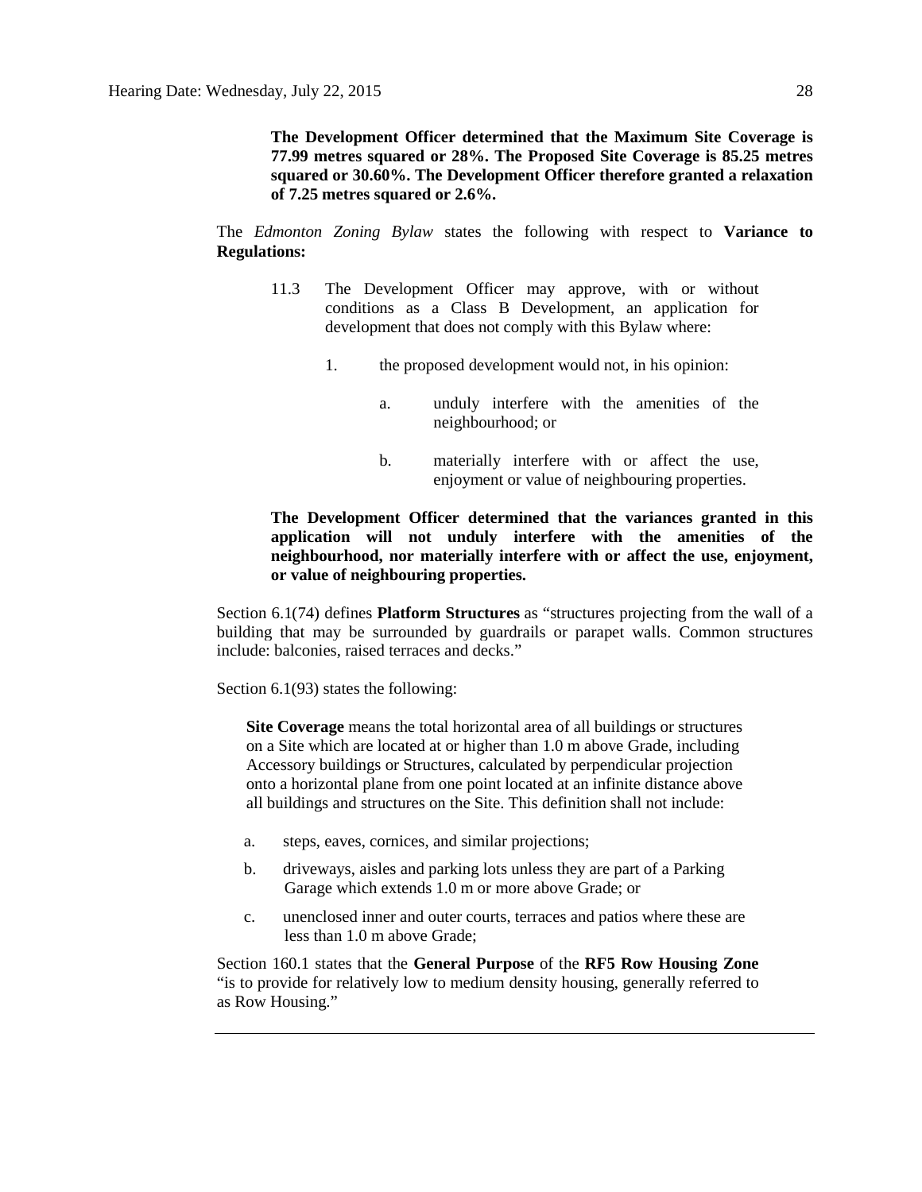**The Development Officer determined that the Maximum Site Coverage is 77.99 metres squared or 28%. The Proposed Site Coverage is 85.25 metres squared or 30.60%. The Development Officer therefore granted a relaxation of 7.25 metres squared or 2.6%.**

The *Edmonton Zoning Bylaw* states the following with respect to **Variance to Regulations:**

> 11.3 The Development Officer may approve, with or without conditions as a Class B Development, an application for development that does not comply with this Bylaw where:
>
> 1. the proposed development would not, in his opinion:
>
>    a. unduly interfere with the amenities of the neighbourhood; or
>
>    b. materially interfere with or affect the use, enjoyment or value of neighbouring properties.

**The Development Officer determined that the variances granted in this application will not unduly interfere with the amenities of the neighbourhood, nor materially interfere with or affect the use, enjoyment, or value of neighbouring properties.**

Section 6.1(74) defines **Platform Structures** as "structures projecting from the wall of a building that may be surrounded by guardrails or parapet walls. Common structures include: balconies, raised terraces and decks."

Section 6.1(93) states the following:

> **Site Coverage** means the total horizontal area of all buildings or structures on a Site which are located at or higher than 1.0 m above Grade, including Accessory buildings or Structures, calculated by perpendicular projection onto a horizontal plane from one point located at an infinite distance above all buildings and structures on the Site. This definition shall not include:
>
> a. steps, eaves, cornices, and similar projections;
>
> b. driveways, aisles and parking lots unless they are part of a Parking Garage which extends 1.0 m or more above Grade; or
>
> c. unenclosed inner and outer courts, terraces and patios where these are less than 1.0 m above Grade;

Section 160.1 states that the **General Purpose** of the **RF5 Row Housing Zone** "is to provide for relatively low to medium density housing, generally referred to as Row Housing."

---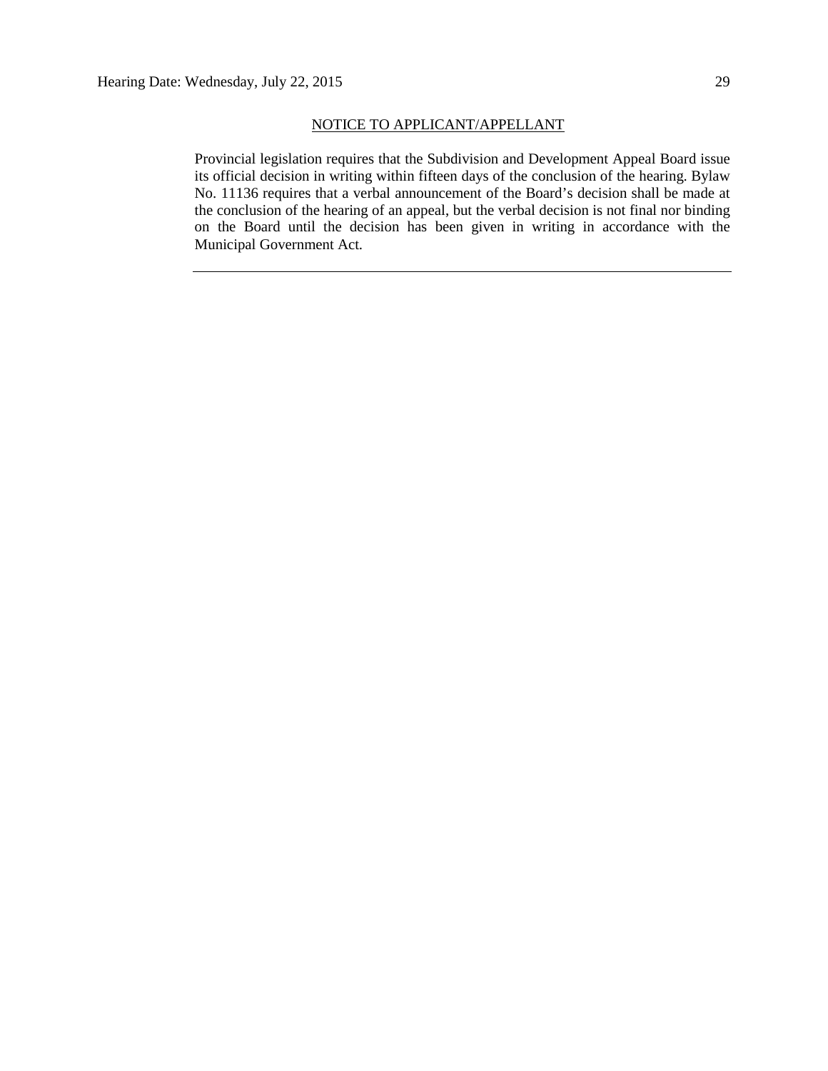NOTICE TO APPLICANT/APPELLANT

Provincial legislation requires that the Subdivision and Development Appeal Board issue its official decision in writing within fifteen days of the conclusion of the hearing. Bylaw No. 11136 requires that a verbal announcement of the Board's decision shall be made at the conclusion of the hearing of an appeal, but the verbal decision is not final nor binding on the Board until the decision has been given in writing in accordance with the Municipal Government Act.

---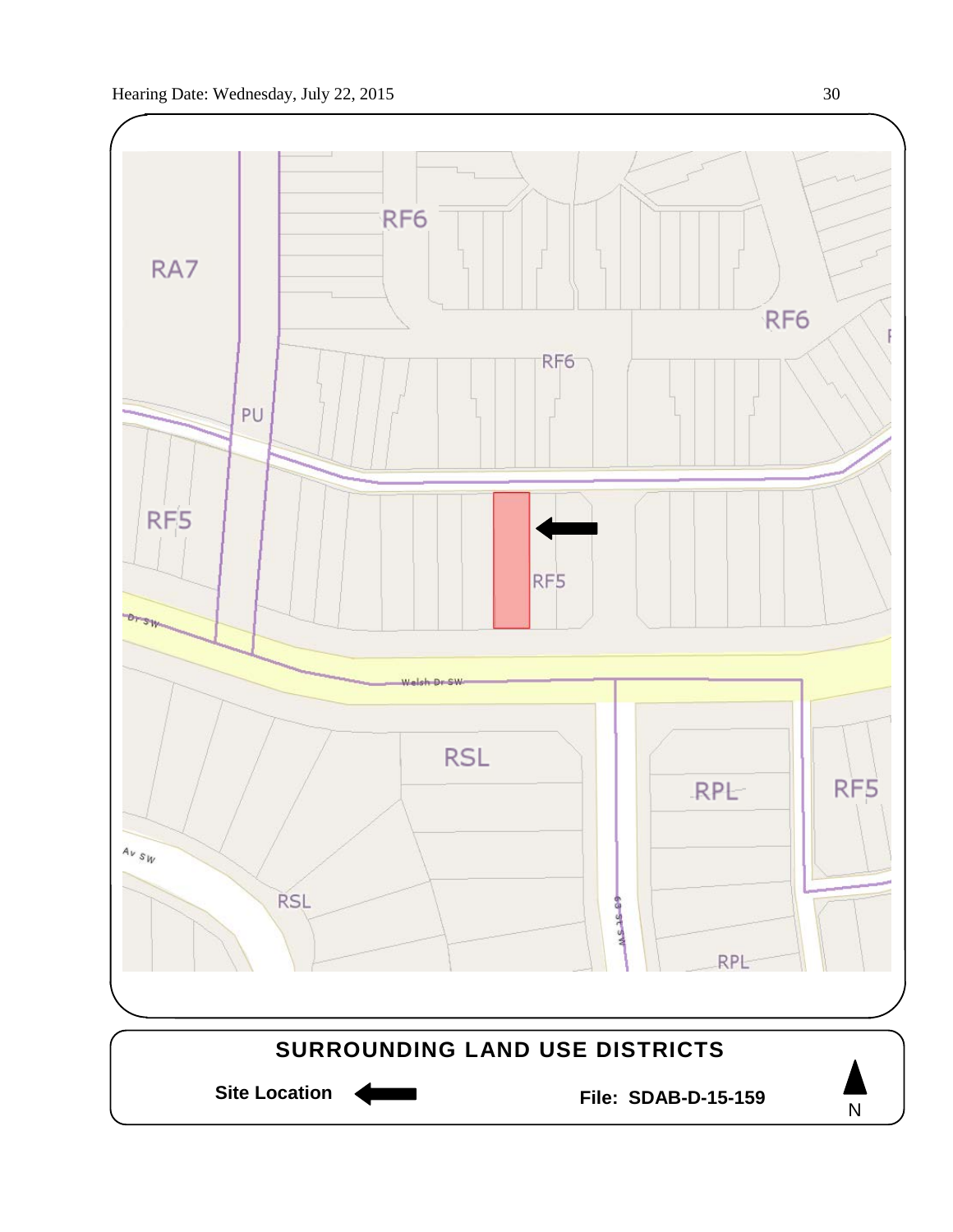RF6

RA7

RF6

RF6

PU

RF5

RF5

Dr SW

Welsh Dr SW

RSL

RPL

RF5

Av SW

RSL

69 St SW

RPL

**SURROUNDING LAND USE DISTRICTS**

**Site Location** ⬅

**File: SDAB-D-15-159**

N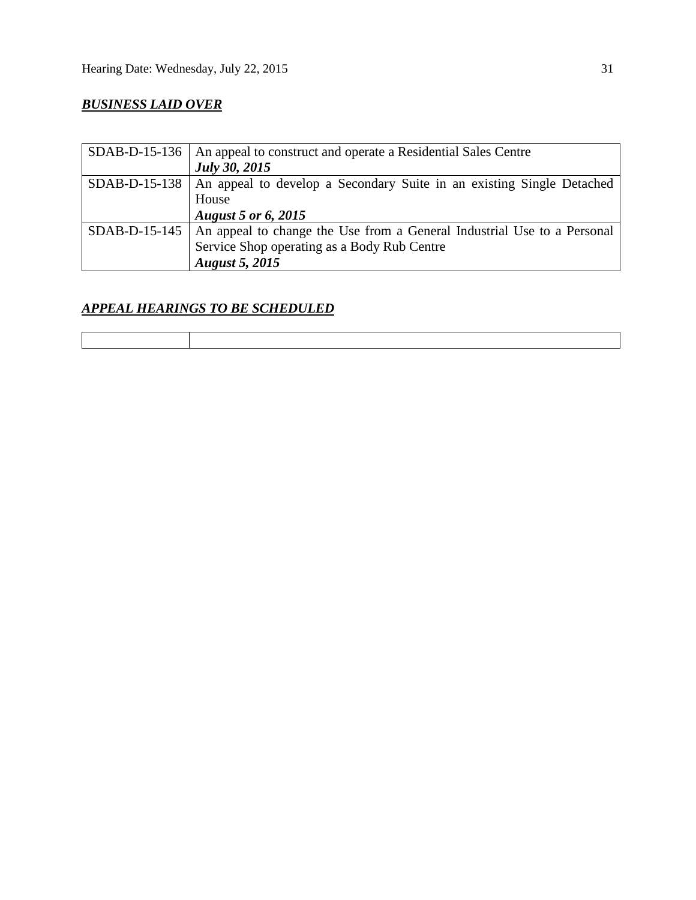***BUSINESS LAID OVER***

| | |
|---|---|
| SDAB-D-15-136 | An appeal to construct and operate a Residential Sales Centre<br>***July 30, 2015*** |
| SDAB-D-15-138 | An appeal to develop a Secondary Suite in an existing Single Detached House<br>***August 5 or 6, 2015*** |
| SDAB-D-15-145 | An appeal to change the Use from a General Industrial Use to a Personal Service Shop operating as a Body Rub Centre<br>***August 5, 2015*** |

***APPEAL HEARINGS TO BE SCHEDULED***

| | |
|---|---|
| | |